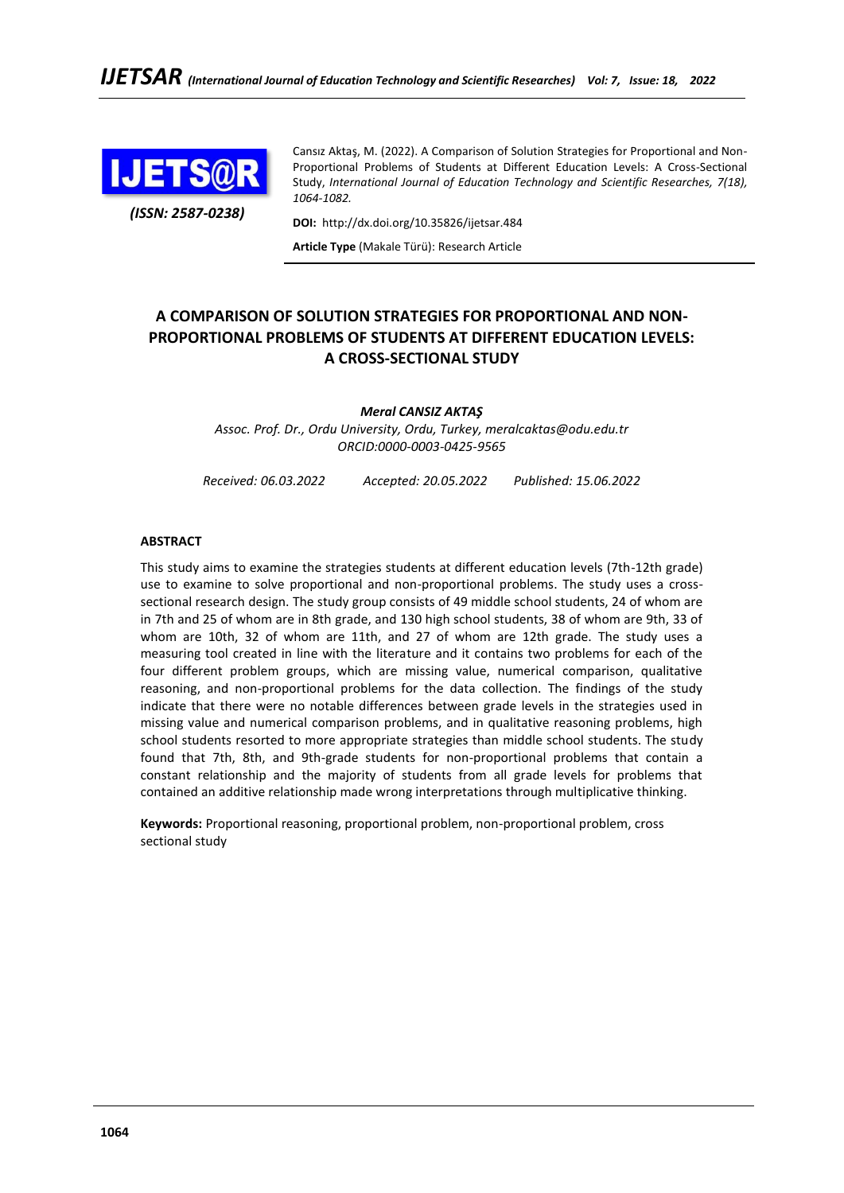Cansız Aktaş, M. (2022). A Comparison of Solution Strategies for Proportional and Non-Proportional Problems of Students at Different Education Levels: A Cross-Sectional Study, *International Journal of Education Technology and Scientific Researches, 7(18), 1064-1082.*

*(ISSN: 2587-0238)*

**DOI:** http://dx.doi.org/10.35826/ijetsar.484

**Article Type** (Makale Türü): Research Article

# A COMPARISON OF SOLUTION STRATEGIES FOR PROPORTIONAL AND NON-PROPORTIONAL PROBLEMS OF STUDENTS AT DIFFERENT EDUCATION LEVELS: A CROSS-SECTIONAL STUDY

***Meral CANSIZ AKTAŞ***

*Assoc. Prof. Dr., Ordu University, Ordu, Turkey, meralcaktas@odu.edu.tr*
*ORCID:0000-0003-0425-9565*

*Received: 06.03.2022 Accepted: 20.05.2022 Published: 15.06.2022*

## ABSTRACT

This study aims to examine the strategies students at different education levels (7th-12th grade) use to examine to solve proportional and non-proportional problems. The study uses a cross-sectional research design. The study group consists of 49 middle school students, 24 of whom are in 7th and 25 of whom are in 8th grade, and 130 high school students, 38 of whom are 9th, 33 of whom are 10th, 32 of whom are 11th, and 27 of whom are 12th grade. The study uses a measuring tool created in line with the literature and it contains two problems for each of the four different problem groups, which are missing value, numerical comparison, qualitative reasoning, and non-proportional problems for the data collection. The findings of the study indicate that there were no notable differences between grade levels in the strategies used in missing value and numerical comparison problems, and in qualitative reasoning problems, high school students resorted to more appropriate strategies than middle school students. The study found that 7th, 8th, and 9th-grade students for non-proportional problems that contain a constant relationship and the majority of students from all grade levels for problems that contained an additive relationship made wrong interpretations through multiplicative thinking.

**Keywords:** Proportional reasoning, proportional problem, non-proportional problem, cross sectional study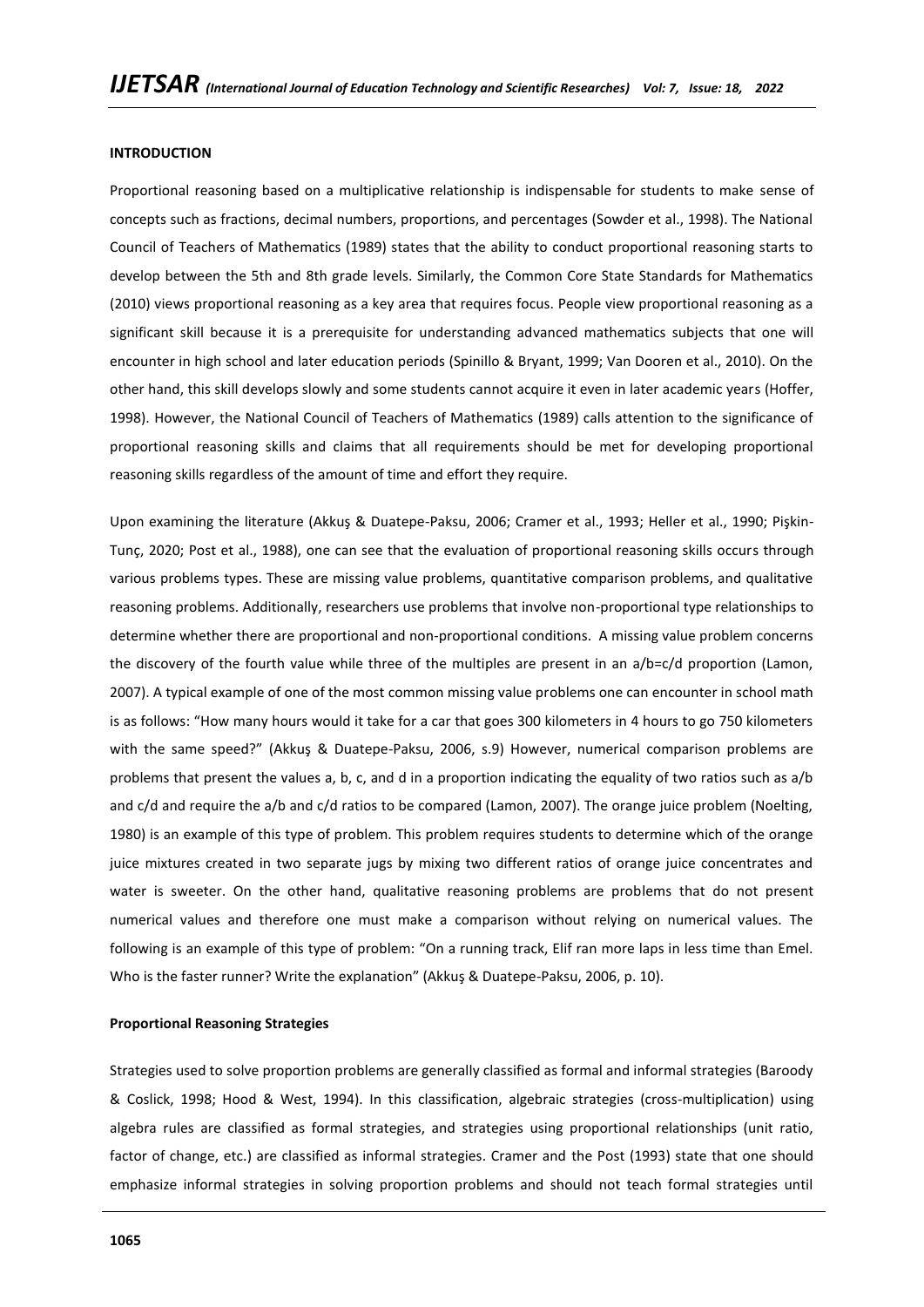## INTRODUCTION

Proportional reasoning based on a multiplicative relationship is indispensable for students to make sense of concepts such as fractions, decimal numbers, proportions, and percentages (Sowder et al., 1998). The National Council of Teachers of Mathematics (1989) states that the ability to conduct proportional reasoning starts to develop between the 5th and 8th grade levels. Similarly, the Common Core State Standards for Mathematics (2010) views proportional reasoning as a key area that requires focus. People view proportional reasoning as a significant skill because it is a prerequisite for understanding advanced mathematics subjects that one will encounter in high school and later education periods (Spinillo & Bryant, 1999; Van Dooren et al., 2010). On the other hand, this skill develops slowly and some students cannot acquire it even in later academic years (Hoffer, 1998). However, the National Council of Teachers of Mathematics (1989) calls attention to the significance of proportional reasoning skills and claims that all requirements should be met for developing proportional reasoning skills regardless of the amount of time and effort they require.

Upon examining the literature (Akkuş & Duatepe-Paksu, 2006; Cramer et al., 1993; Heller et al., 1990; Pişkin-Tunç, 2020; Post et al., 1988), one can see that the evaluation of proportional reasoning skills occurs through various problems types. These are missing value problems, quantitative comparison problems, and qualitative reasoning problems. Additionally, researchers use problems that involve non-proportional type relationships to determine whether there are proportional and non-proportional conditions. A missing value problem concerns the discovery of the fourth value while three of the multiples are present in an $a/b=c/d$ proportion (Lamon, 2007). A typical example of one of the most common missing value problems one can encounter in school math is as follows: "How many hours would it take for a car that goes 300 kilometers in 4 hours to go 750 kilometers with the same speed?" (Akkuş & Duatepe-Paksu, 2006, s.9) However, numerical comparison problems are problems that present the values a, b, c, and d in a proportion indicating the equality of two ratios such as $a/b$ and $c/d$ and require the $a/b$ and $c/d$ ratios to be compared (Lamon, 2007). The orange juice problem (Noelting, 1980) is an example of this type of problem. This problem requires students to determine which of the orange juice mixtures created in two separate jugs by mixing two different ratios of orange juice concentrates and water is sweeter. On the other hand, qualitative reasoning problems are problems that do not present numerical values and therefore one must make a comparison without relying on numerical values. The following is an example of this type of problem: "On a running track, Elif ran more laps in less time than Emel. Who is the faster runner? Write the explanation" (Akkuş & Duatepe-Paksu, 2006, p. 10).

### Proportional Reasoning Strategies

Strategies used to solve proportion problems are generally classified as formal and informal strategies (Baroody & Coslick, 1998; Hood & West, 1994). In this classification, algebraic strategies (cross-multiplication) using algebra rules are classified as formal strategies, and strategies using proportional relationships (unit ratio, factor of change, etc.) are classified as informal strategies. Cramer and the Post (1993) state that one should emphasize informal strategies in solving proportion problems and should not teach formal strategies until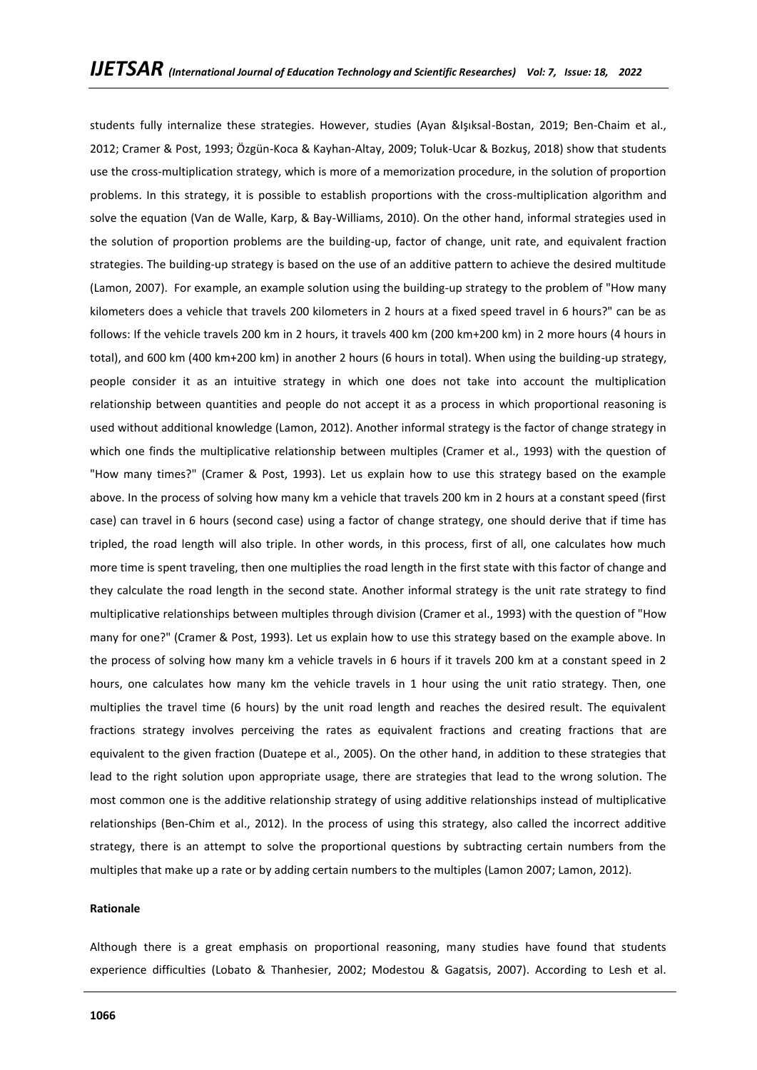students fully internalize these strategies. However, studies (Ayan &Işıksal-Bostan, 2019; Ben-Chaim et al., 2012; Cramer & Post, 1993; Özgün-Koca & Kayhan-Altay, 2009; Toluk-Ucar & Bozkuş, 2018) show that students use the cross-multiplication strategy, which is more of a memorization procedure, in the solution of proportion problems. In this strategy, it is possible to establish proportions with the cross-multiplication algorithm and solve the equation (Van de Walle, Karp, & Bay-Williams, 2010). On the other hand, informal strategies used in the solution of proportion problems are the building-up, factor of change, unit rate, and equivalent fraction strategies. The building-up strategy is based on the use of an additive pattern to achieve the desired multitude (Lamon, 2007). For example, an example solution using the building-up strategy to the problem of "How many kilometers does a vehicle that travels 200 kilometers in 2 hours at a fixed speed travel in 6 hours?" can be as follows: If the vehicle travels 200 km in 2 hours, it travels 400 km (200 km+200 km) in 2 more hours (4 hours in total), and 600 km (400 km+200 km) in another 2 hours (6 hours in total). When using the building-up strategy, people consider it as an intuitive strategy in which one does not take into account the multiplication relationship between quantities and people do not accept it as a process in which proportional reasoning is used without additional knowledge (Lamon, 2012). Another informal strategy is the factor of change strategy in which one finds the multiplicative relationship between multiples (Cramer et al., 1993) with the question of "How many times?" (Cramer & Post, 1993). Let us explain how to use this strategy based on the example above. In the process of solving how many km a vehicle that travels 200 km in 2 hours at a constant speed (first case) can travel in 6 hours (second case) using a factor of change strategy, one should derive that if time has tripled, the road length will also triple. In other words, in this process, first of all, one calculates how much more time is spent traveling, then one multiplies the road length in the first state with this factor of change and they calculate the road length in the second state. Another informal strategy is the unit rate strategy to find multiplicative relationships between multiples through division (Cramer et al., 1993) with the question of "How many for one?" (Cramer & Post, 1993). Let us explain how to use this strategy based on the example above. In the process of solving how many km a vehicle travels in 6 hours if it travels 200 km at a constant speed in 2 hours, one calculates how many km the vehicle travels in 1 hour using the unit ratio strategy. Then, one multiplies the travel time (6 hours) by the unit road length and reaches the desired result. The equivalent fractions strategy involves perceiving the rates as equivalent fractions and creating fractions that are equivalent to the given fraction (Duatepe et al., 2005). On the other hand, in addition to these strategies that lead to the right solution upon appropriate usage, there are strategies that lead to the wrong solution. The most common one is the additive relationship strategy of using additive relationships instead of multiplicative relationships (Ben-Chim et al., 2012). In the process of using this strategy, also called the incorrect additive strategy, there is an attempt to solve the proportional questions by subtracting certain numbers from the multiples that make up a rate or by adding certain numbers to the multiples (Lamon 2007; Lamon, 2012).

**Rationale**

Although there is a great emphasis on proportional reasoning, many studies have found that students experience difficulties (Lobato & Thanhesier, 2002; Modestou & Gagatsis, 2007). According to Lesh et al.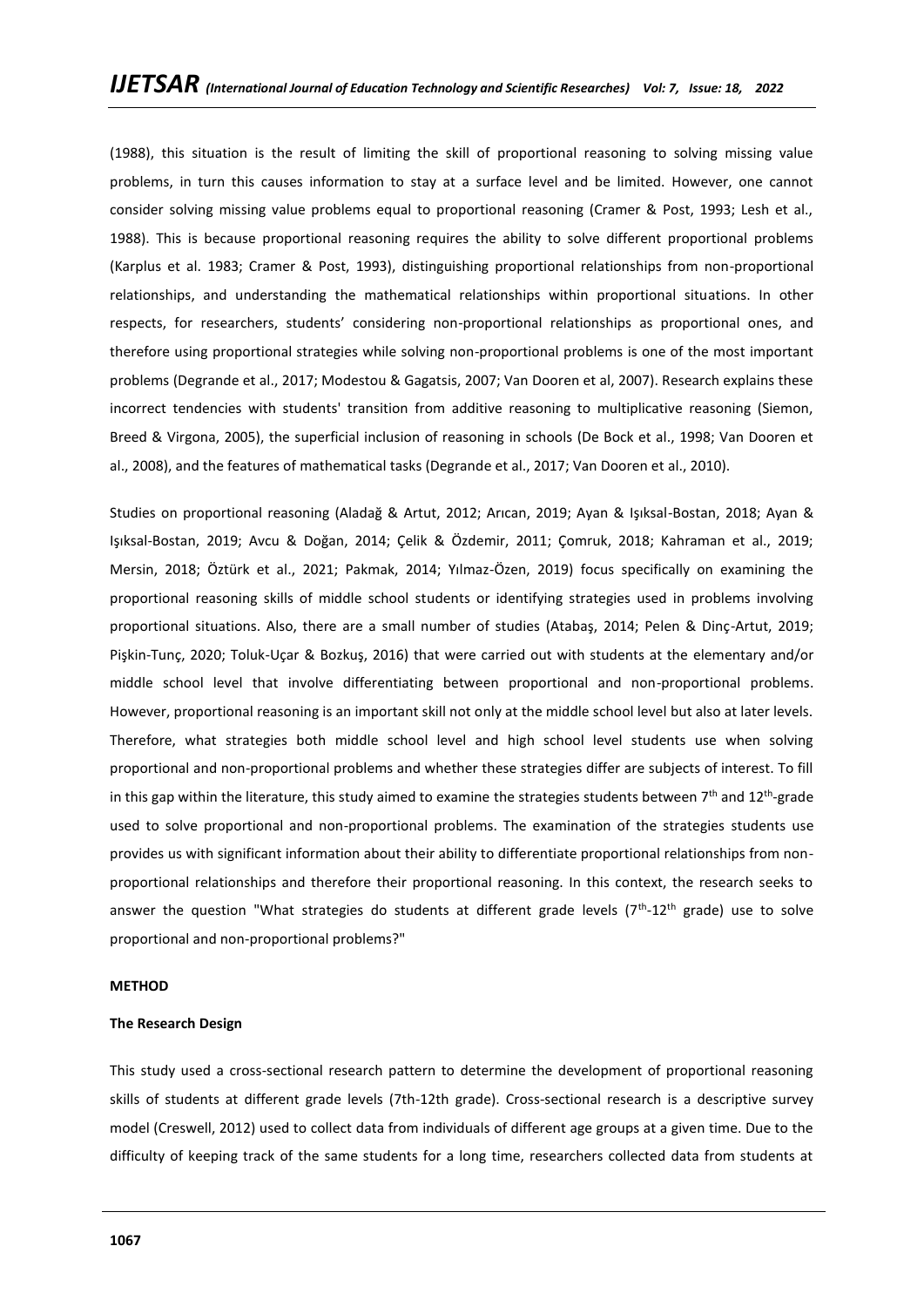(1988), this situation is the result of limiting the skill of proportional reasoning to solving missing value problems, in turn this causes information to stay at a surface level and be limited. However, one cannot consider solving missing value problems equal to proportional reasoning (Cramer & Post, 1993; Lesh et al., 1988). This is because proportional reasoning requires the ability to solve different proportional problems (Karplus et al. 1983; Cramer & Post, 1993), distinguishing proportional relationships from non-proportional relationships, and understanding the mathematical relationships within proportional situations. In other respects, for researchers, students' considering non-proportional relationships as proportional ones, and therefore using proportional strategies while solving non-proportional problems is one of the most important problems (Degrande et al., 2017; Modestou & Gagatsis, 2007; Van Dooren et al, 2007). Research explains these incorrect tendencies with students' transition from additive reasoning to multiplicative reasoning (Siemon, Breed & Virgona, 2005), the superficial inclusion of reasoning in schools (De Bock et al., 1998; Van Dooren et al., 2008), and the features of mathematical tasks (Degrande et al., 2017; Van Dooren et al., 2010).

Studies on proportional reasoning (Aladağ & Artut, 2012; Arıcan, 2019; Ayan & Işıksal-Bostan, 2018; Ayan & Işıksal-Bostan, 2019; Avcu & Doğan, 2014; Çelik & Özdemir, 2011; Çomruk, 2018; Kahraman et al., 2019; Mersin, 2018; Öztürk et al., 2021; Pakmak, 2014; Yılmaz-Özen, 2019) focus specifically on examining the proportional reasoning skills of middle school students or identifying strategies used in problems involving proportional situations. Also, there are a small number of studies (Atabaş, 2014; Pelen & Dinç-Artut, 2019; Pişkin-Tunç, 2020; Toluk-Uçar & Bozkuş, 2016) that were carried out with students at the elementary and/or middle school level that involve differentiating between proportional and non-proportional problems. However, proportional reasoning is an important skill not only at the middle school level but also at later levels. Therefore, what strategies both middle school level and high school level students use when solving proportional and non-proportional problems and whether these strategies differ are subjects of interest. To fill in this gap within the literature, this study aimed to examine the strategies students between 7th and 12th-grade used to solve proportional and non-proportional problems. The examination of the strategies students use provides us with significant information about their ability to differentiate proportional relationships from non-proportional relationships and therefore their proportional reasoning. In this context, the research seeks to answer the question "What strategies do students at different grade levels (7th-12th grade) use to solve proportional and non-proportional problems?"

## METHOD

### The Research Design

This study used a cross-sectional research pattern to determine the development of proportional reasoning skills of students at different grade levels (7th-12th grade). Cross-sectional research is a descriptive survey model (Creswell, 2012) used to collect data from individuals of different age groups at a given time. Due to the difficulty of keeping track of the same students for a long time, researchers collected data from students at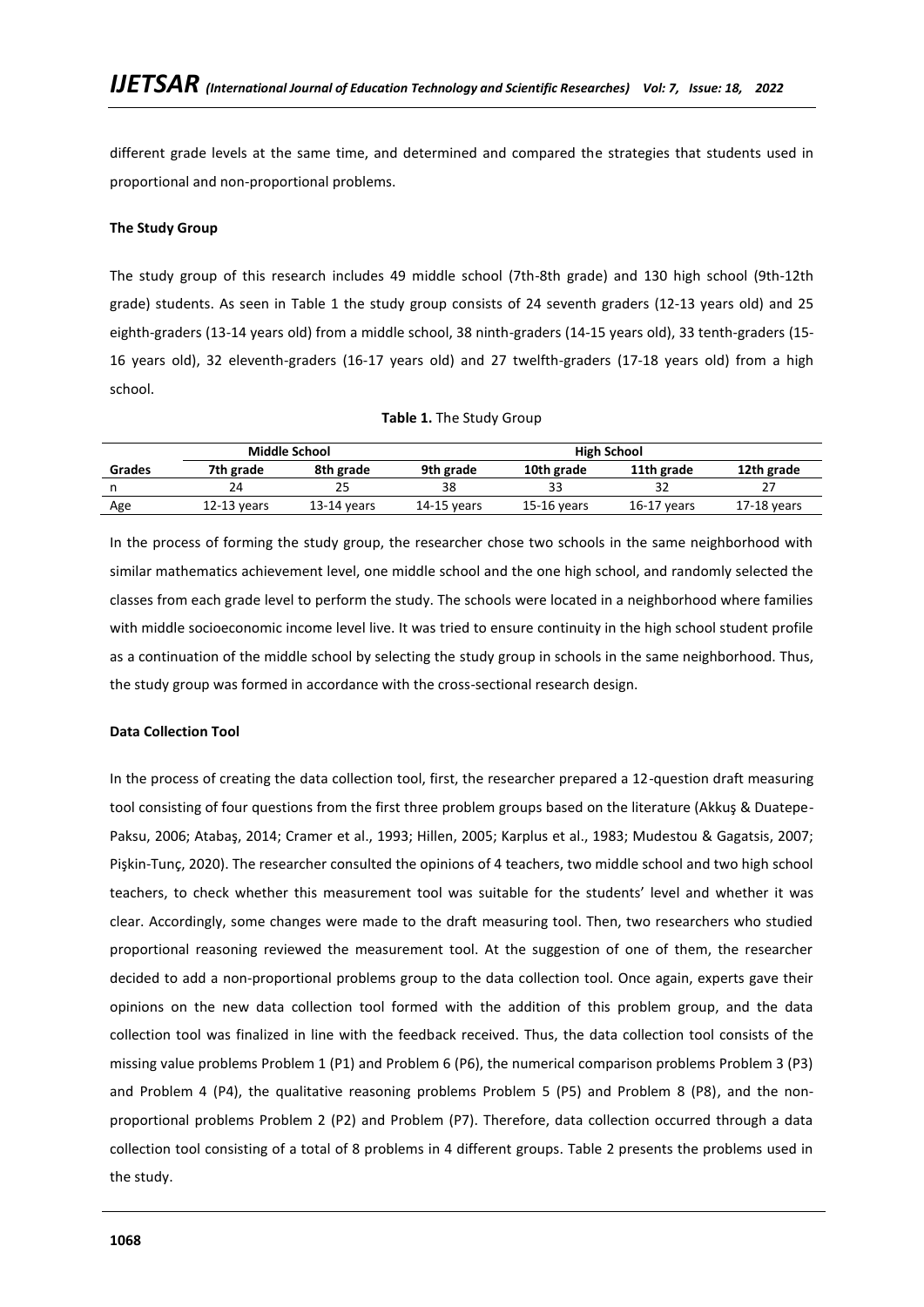different grade levels at the same time, and determined and compared the strategies that students used in proportional and non-proportional problems.

**The Study Group**

The study group of this research includes 49 middle school (7th-8th grade) and 130 high school (9th-12th grade) students. As seen in Table 1 the study group consists of 24 seventh graders (12-13 years old) and 25 eighth-graders (13-14 years old) from a middle school, 38 ninth-graders (14-15 years old), 33 tenth-graders (15-16 years old), 32 eleventh-graders (16-17 years old) and 27 twelfth-graders (17-18 years old) from a high school.

**Table 1.** The Study Group

| | Middle School | | High School | | | |
|---|---|---|---|---|---|---|
| **Grades** | **7th grade** | **8th grade** | **9th grade** | **10th grade** | **11th grade** | **12th grade** |
| n | 24 | 25 | 38 | 33 | 32 | 27 |
| Age | 12-13 years | 13-14 years | 14-15 years | 15-16 years | 16-17 years | 17-18 years |

In the process of forming the study group, the researcher chose two schools in the same neighborhood with similar mathematics achievement level, one middle school and the one high school, and randomly selected the classes from each grade level to perform the study. The schools were located in a neighborhood where families with middle socioeconomic income level live. It was tried to ensure continuity in the high school student profile as a continuation of the middle school by selecting the study group in schools in the same neighborhood. Thus, the study group was formed in accordance with the cross-sectional research design.

**Data Collection Tool**

In the process of creating the data collection tool, first, the researcher prepared a 12-question draft measuring tool consisting of four questions from the first three problem groups based on the literature (Akkuş & Duatepe-Paksu, 2006; Atabaş, 2014; Cramer et al., 1993; Hillen, 2005; Karplus et al., 1983; Mudestou & Gagatsis, 2007; Pişkin-Tunç, 2020). The researcher consulted the opinions of 4 teachers, two middle school and two high school teachers, to check whether this measurement tool was suitable for the students' level and whether it was clear. Accordingly, some changes were made to the draft measuring tool. Then, two researchers who studied proportional reasoning reviewed the measurement tool. At the suggestion of one of them, the researcher decided to add a non-proportional problems group to the data collection tool. Once again, experts gave their opinions on the new data collection tool formed with the addition of this problem group, and the data collection tool was finalized in line with the feedback received. Thus, the data collection tool consists of the missing value problems Problem 1 (P1) and Problem 6 (P6), the numerical comparison problems Problem 3 (P3) and Problem 4 (P4), the qualitative reasoning problems Problem 5 (P5) and Problem 8 (P8), and the non-proportional problems Problem 2 (P2) and Problem (P7). Therefore, data collection occurred through a data collection tool consisting of a total of 8 problems in 4 different groups. Table 2 presents the problems used in the study.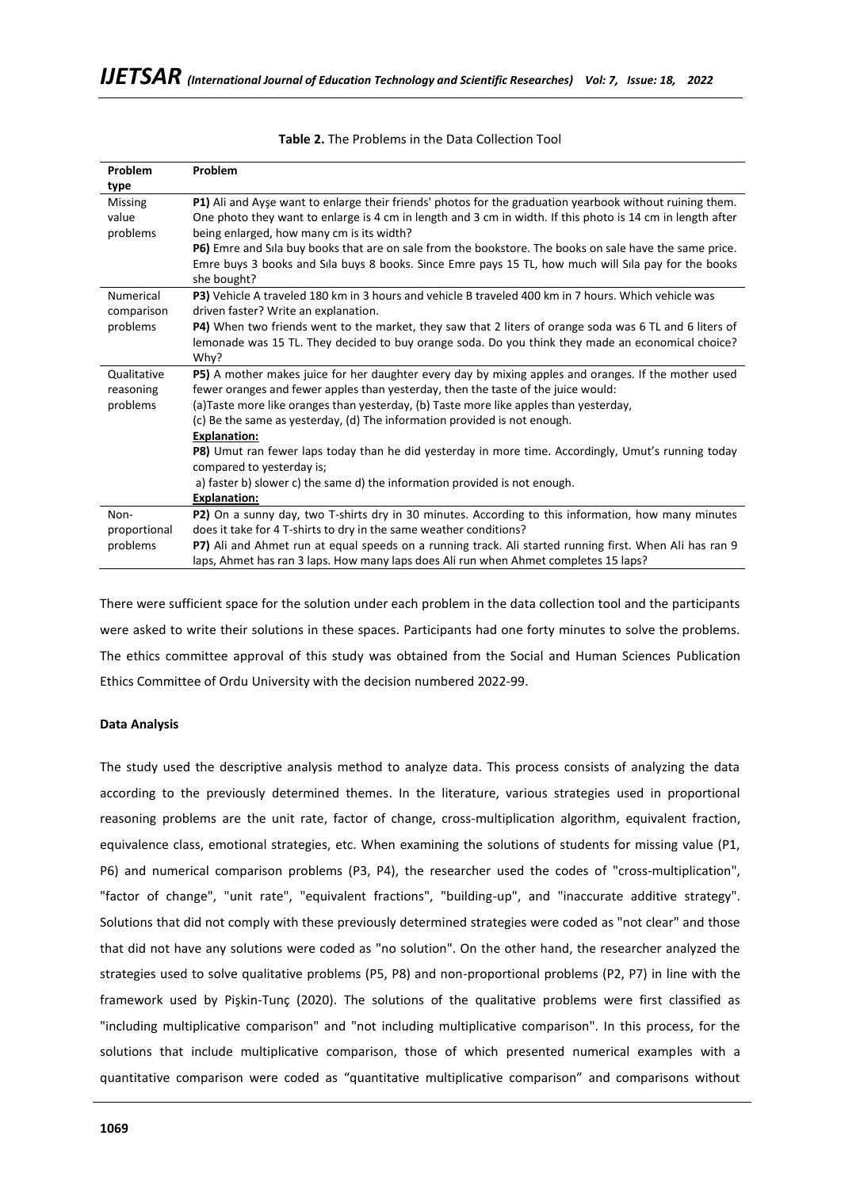**Table 2.** The Problems in the Data Collection Tool

| Problem type | Problem |
|---|---|
| Missing value problems | **P1)** Ali and Ayşe want to enlarge their friends' photos for the graduation yearbook without ruining them. One photo they want to enlarge is 4 cm in length and 3 cm in width. If this photo is 14 cm in length after being enlarged, how many cm is its width?<br>**P6)** Emre and Sıla buy books that are on sale from the bookstore. The books on sale have the same price. Emre buys 3 books and Sıla buys 8 books. Since Emre pays 15 TL, how much will Sıla pay for the books she bought? |
| Numerical comparison problems | **P3)** Vehicle A traveled 180 km in 3 hours and vehicle B traveled 400 km in 7 hours. Which vehicle was driven faster? Write an explanation.<br>**P4)** When two friends went to the market, they saw that 2 liters of orange soda was 6 TL and 6 liters of lemonade was 15 TL. They decided to buy orange soda. Do you think they made an economical choice? Why? |
| Qualitative reasoning problems | **P5)** A mother makes juice for her daughter every day by mixing apples and oranges. If the mother used fewer oranges and fewer apples than yesterday, then the taste of the juice would:<br>(a)Taste more like oranges than yesterday, (b) Taste more like apples than yesterday,<br>(c) Be the same as yesterday, (d) The information provided is not enough.<br>**Explanation:**<br>**P8)** Umut ran fewer laps today than he did yesterday in more time. Accordingly, Umut's running today compared to yesterday is;<br>a) faster b) slower c) the same d) the information provided is not enough.<br>**Explanation:** |
| Non-proportional problems | **P2)** On a sunny day, two T-shirts dry in 30 minutes. According to this information, how many minutes does it take for 4 T-shirts to dry in the same weather conditions?<br>**P7)** Ali and Ahmet run at equal speeds on a running track. Ali started running first. When Ali has ran 9 laps, Ahmet has ran 3 laps. How many laps does Ali run when Ahmet completes 15 laps? |

There were sufficient space for the solution under each problem in the data collection tool and the participants were asked to write their solutions in these spaces. Participants had one forty minutes to solve the problems. The ethics committee approval of this study was obtained from the Social and Human Sciences Publication Ethics Committee of Ordu University with the decision numbered 2022-99.

**Data Analysis**

The study used the descriptive analysis method to analyze data. This process consists of analyzing the data according to the previously determined themes. In the literature, various strategies used in proportional reasoning problems are the unit rate, factor of change, cross-multiplication algorithm, equivalent fraction, equivalence class, emotional strategies, etc. When examining the solutions of students for missing value (P1, P6) and numerical comparison problems (P3, P4), the researcher used the codes of "cross-multiplication", "factor of change", "unit rate", "equivalent fractions", "building-up", and "inaccurate additive strategy". Solutions that did not comply with these previously determined strategies were coded as "not clear" and those that did not have any solutions were coded as "no solution". On the other hand, the researcher analyzed the strategies used to solve qualitative problems (P5, P8) and non-proportional problems (P2, P7) in line with the framework used by Pişkin-Tunç (2020). The solutions of the qualitative problems were first classified as "including multiplicative comparison" and "not including multiplicative comparison". In this process, for the solutions that include multiplicative comparison, those of which presented numerical examples with a quantitative comparison were coded as "quantitative multiplicative comparison" and comparisons without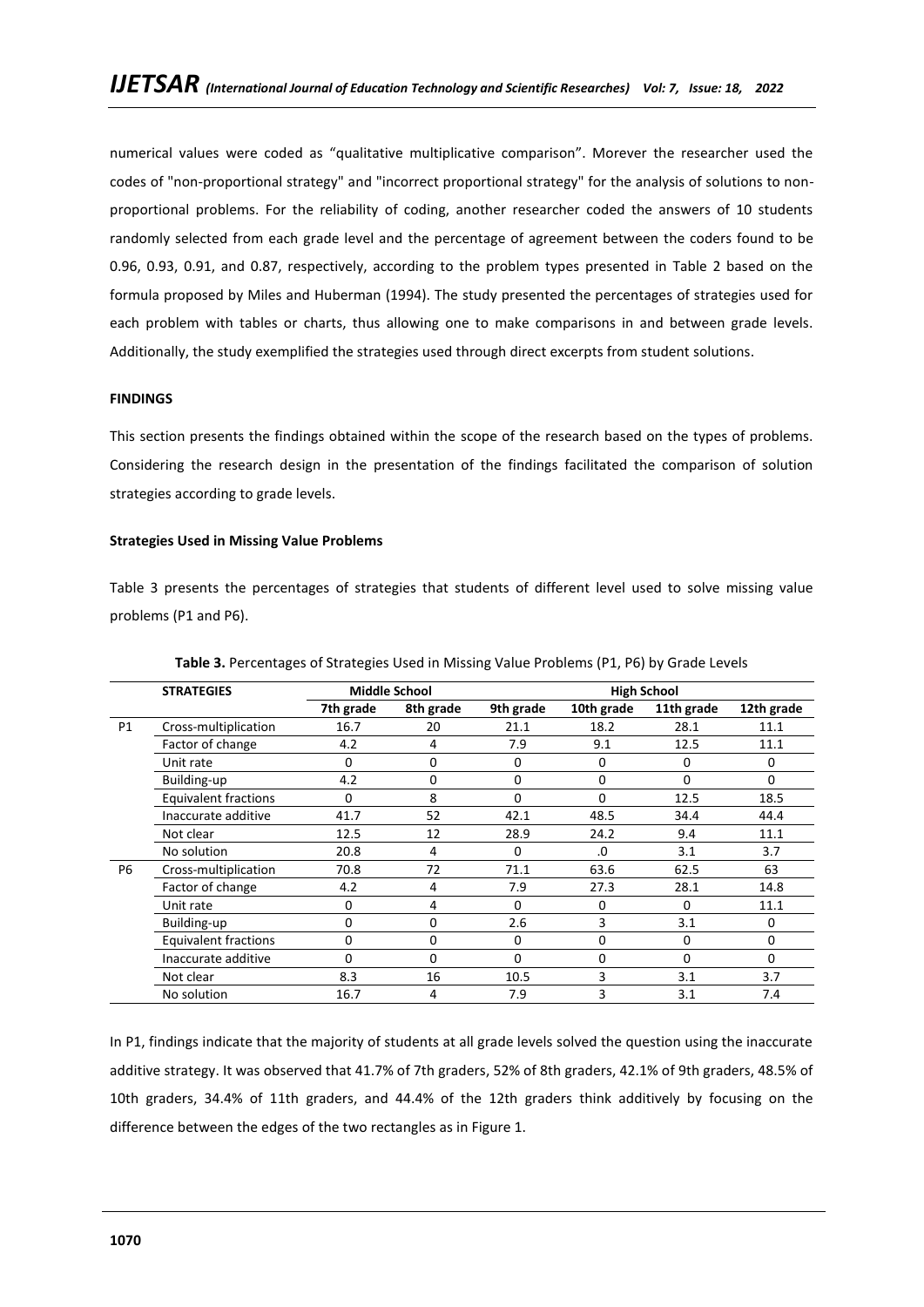numerical values were coded as "qualitative multiplicative comparison". Morever the researcher used the codes of "non-proportional strategy" and "incorrect proportional strategy" for the analysis of solutions to non-proportional problems. For the reliability of coding, another researcher coded the answers of 10 students randomly selected from each grade level and the percentage of agreement between the coders found to be 0.96, 0.93, 0.91, and 0.87, respectively, according to the problem types presented in Table 2 based on the formula proposed by Miles and Huberman (1994). The study presented the percentages of strategies used for each problem with tables or charts, thus allowing one to make comparisons in and between grade levels. Additionally, the study exemplified the strategies used through direct excerpts from student solutions.

## FINDINGS

This section presents the findings obtained within the scope of the research based on the types of problems. Considering the research design in the presentation of the findings facilitated the comparison of solution strategies according to grade levels.

### Strategies Used in Missing Value Problems

Table 3 presents the percentages of strategies that students of different level used to solve missing value problems (P1 and P6).

**Table 3.** Percentages of Strategies Used in Missing Value Problems (P1, P6) by Grade Levels

| | STRATEGIES | Middle School | | High School | | | |
|---|---|---|---|---|---|---|---|
| | | 7th grade | 8th grade | 9th grade | 10th grade | 11th grade | 12th grade |
| P1 | Cross-multiplication | 16.7 | 20 | 21.1 | 18.2 | 28.1 | 11.1 |
| | Factor of change | 4.2 | 4 | 7.9 | 9.1 | 12.5 | 11.1 |
| | Unit rate | 0 | 0 | 0 | 0 | 0 | 0 |
| | Building-up | 4.2 | 0 | 0 | 0 | 0 | 0 |
| | Equivalent fractions | 0 | 8 | 0 | 0 | 12.5 | 18.5 |
| | Inaccurate additive | 41.7 | 52 | 42.1 | 48.5 | 34.4 | 44.4 |
| | Not clear | 12.5 | 12 | 28.9 | 24.2 | 9.4 | 11.1 |
| | No solution | 20.8 | 4 | 0 | .0 | 3.1 | 3.7 |
| P6 | Cross-multiplication | 70.8 | 72 | 71.1 | 63.6 | 62.5 | 63 |
| | Factor of change | 4.2 | 4 | 7.9 | 27.3 | 28.1 | 14.8 |
| | Unit rate | 0 | 4 | 0 | 0 | 0 | 11.1 |
| | Building-up | 0 | 0 | 2.6 | 3 | 3.1 | 0 |
| | Equivalent fractions | 0 | 0 | 0 | 0 | 0 | 0 |
| | Inaccurate additive | 0 | 0 | 0 | 0 | 0 | 0 |
| | Not clear | 8.3 | 16 | 10.5 | 3 | 3.1 | 3.7 |
| | No solution | 16.7 | 4 | 7.9 | 3 | 3.1 | 7.4 |

In P1, findings indicate that the majority of students at all grade levels solved the question using the inaccurate additive strategy. It was observed that 41.7% of 7th graders, 52% of 8th graders, 42.1% of 9th graders, 48.5% of 10th graders, 34.4% of 11th graders, and 44.4% of the 12th graders think additively by focusing on the difference between the edges of the two rectangles as in Figure 1.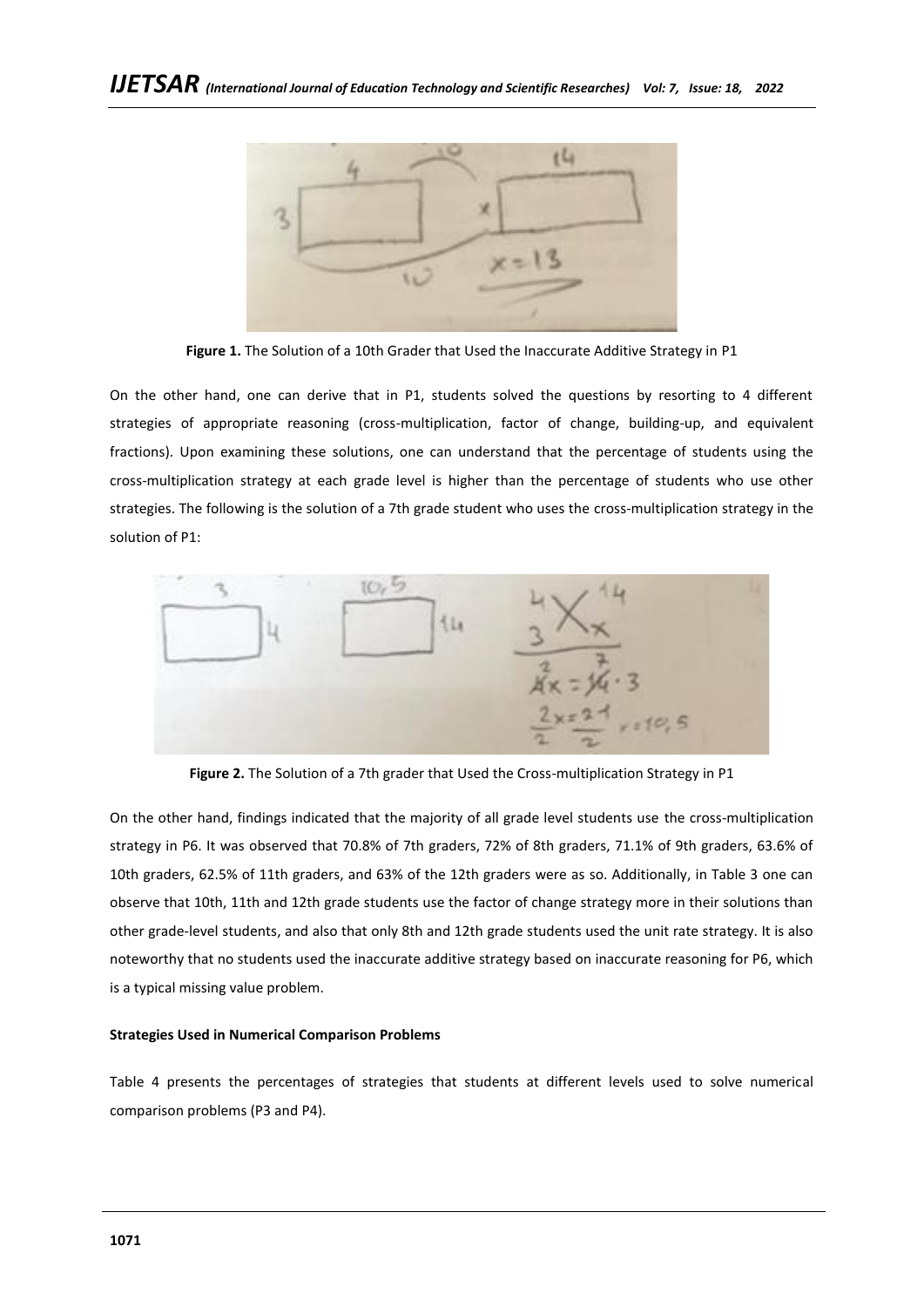**Figure 1.** The Solution of a 10th Grader that Used the Inaccurate Additive Strategy in P1

On the other hand, one can derive that in P1, students solved the questions by resorting to 4 different strategies of appropriate reasoning (cross-multiplication, factor of change, building-up, and equivalent fractions). Upon examining these solutions, one can understand that the percentage of students using the cross-multiplication strategy at each grade level is higher than the percentage of students who use other strategies. The following is the solution of a 7th grade student who uses the cross-multiplication strategy in the solution of P1:

**Figure 2.** The Solution of a 7th grader that Used the Cross-multiplication Strategy in P1

On the other hand, findings indicated that the majority of all grade level students use the cross-multiplication strategy in P6. It was observed that 70.8% of 7th graders, 72% of 8th graders, 71.1% of 9th graders, 63.6% of 10th graders, 62.5% of 11th graders, and 63% of the 12th graders were as so. Additionally, in Table 3 one can observe that 10th, 11th and 12th grade students use the factor of change strategy more in their solutions than other grade-level students, and also that only 8th and 12th grade students used the unit rate strategy. It is also noteworthy that no students used the inaccurate additive strategy based on inaccurate reasoning for P6, which is a typical missing value problem.

**Strategies Used in Numerical Comparison Problems**

Table 4 presents the percentages of strategies that students at different levels used to solve numerical comparison problems (P3 and P4).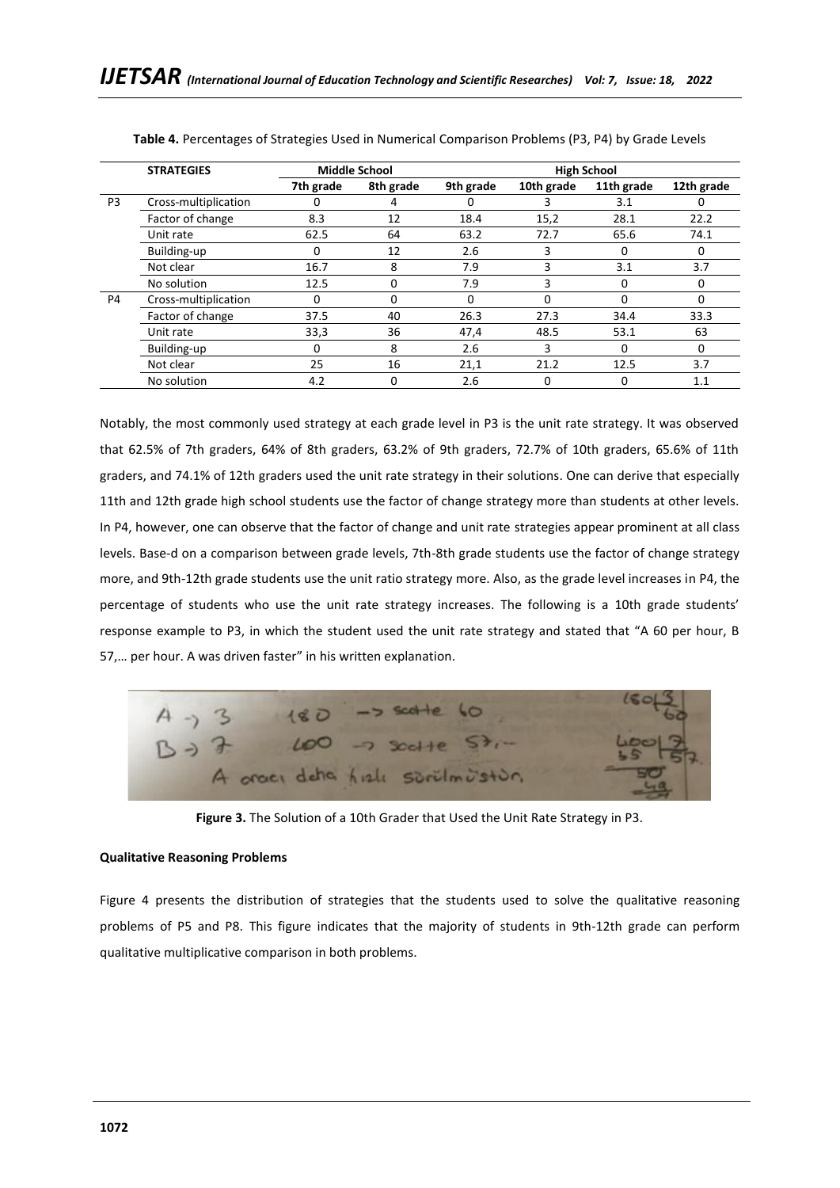**Table 4.** Percentages of Strategies Used in Numerical Comparison Problems (P3, P4) by Grade Levels

| | STRATEGIES | Middle School | | High School | | | |
|---|---|---|---|---|---|---|---|
| | | 7th grade | 8th grade | 9th grade | 10th grade | 11th grade | 12th grade |
| P3 | Cross-multiplication | 0 | 4 | 0 | 3 | 3.1 | 0 |
| | Factor of change | 8.3 | 12 | 18.4 | 15,2 | 28.1 | 22.2 |
| | Unit rate | 62.5 | 64 | 63.2 | 72.7 | 65.6 | 74.1 |
| | Building-up | 0 | 12 | 2.6 | 3 | 0 | 0 |
| | Not clear | 16.7 | 8 | 7.9 | 3 | 3.1 | 3.7 |
| | No solution | 12.5 | 0 | 7.9 | 3 | 0 | 0 |
| P4 | Cross-multiplication | 0 | 0 | 0 | 0 | 0 | 0 |
| | Factor of change | 37.5 | 40 | 26.3 | 27.3 | 34.4 | 33.3 |
| | Unit rate | 33,3 | 36 | 47,4 | 48.5 | 53.1 | 63 |
| | Building-up | 0 | 8 | 2.6 | 3 | 0 | 0 |
| | Not clear | 25 | 16 | 21,1 | 21.2 | 12.5 | 3.7 |
| | No solution | 4.2 | 0 | 2.6 | 0 | 0 | 1.1 |

Notably, the most commonly used strategy at each grade level in P3 is the unit rate strategy. It was observed that 62.5% of 7th graders, 64% of 8th graders, 63.2% of 9th graders, 72.7% of 10th graders, 65.6% of 11th graders, and 74.1% of 12th graders used the unit rate strategy in their solutions. One can derive that especially 11th and 12th grade high school students use the factor of change strategy more than students at other levels. In P4, however, one can observe that the factor of change and unit rate strategies appear prominent at all class levels. Base-d on a comparison between grade levels, 7th-8th grade students use the factor of change strategy more, and 9th-12th grade students use the unit ratio strategy more. Also, as the grade level increases in P4, the percentage of students who use the unit rate strategy increases. The following is a 10th grade students' response example to P3, in which the student used the unit rate strategy and stated that "A 60 per hour, B 57,… per hour. A was driven faster" in his written explanation.

**Figure 3.** The Solution of a 10th Grader that Used the Unit Rate Strategy in P3.

**Qualitative Reasoning Problems**

Figure 4 presents the distribution of strategies that the students used to solve the qualitative reasoning problems of P5 and P8. This figure indicates that the majority of students in 9th-12th grade can perform qualitative multiplicative comparison in both problems.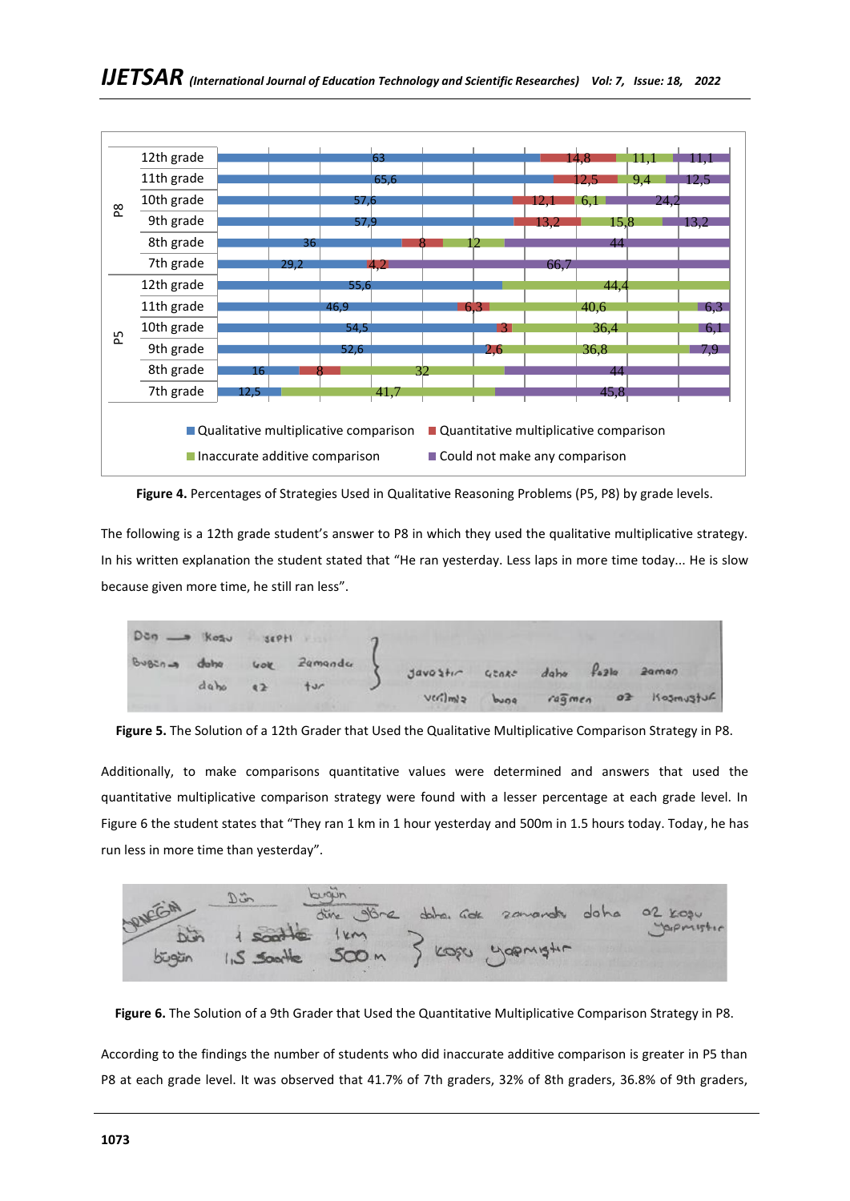Figure 4. Percentages of Strategies Used in Qualitative Reasoning Problems (P5, P8) by grade levels.

The following is a 12th grade student's answer to P8 in which they used the qualitative multiplicative strategy. In his written explanation the student stated that "He ran yesterday. Less laps in more time today... He is slow because given more time, he still ran less".

Figure 5. The Solution of a 12th Grader that Used the Qualitative Multiplicative Comparison Strategy in P8.

Additionally, to make comparisons quantitative values were determined and answers that used the quantitative multiplicative comparison strategy were found with a lesser percentage at each grade level. In Figure 6 the student states that "They ran 1 km in 1 hour yesterday and 500m in 1.5 hours today. Today, he has run less in more time than yesterday".

Figure 6. The Solution of a 9th Grader that Used the Quantitative Multiplicative Comparison Strategy in P8.

According to the findings the number of students who did inaccurate additive comparison is greater in P5 than P8 at each grade level. It was observed that 41.7% of 7th graders, 32% of 8th graders, 36.8% of 9th graders,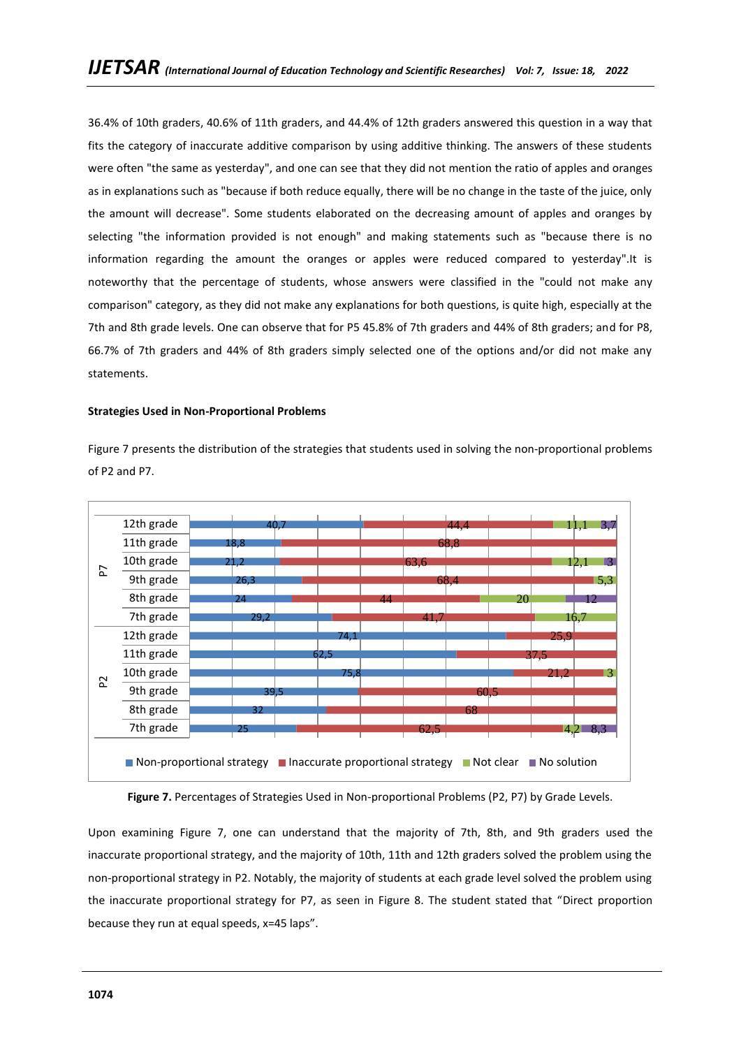36.4% of 10th graders, 40.6% of 11th graders, and 44.4% of 12th graders answered this question in a way that fits the category of inaccurate additive comparison by using additive thinking. The answers of these students were often "the same as yesterday", and one can see that they did not mention the ratio of apples and oranges as in explanations such as "because if both reduce equally, there will be no change in the taste of the juice, only the amount will decrease". Some students elaborated on the decreasing amount of apples and oranges by selecting "the information provided is not enough" and making statements such as "because there is no information regarding the amount the oranges or apples were reduced compared to yesterday".It is noteworthy that the percentage of students, whose answers were classified in the "could not make any comparison" category, as they did not make any explanations for both questions, is quite high, especially at the 7th and 8th grade levels. One can observe that for P5 45.8% of 7th graders and 44% of 8th graders; and for P8, 66.7% of 7th graders and 44% of 8th graders simply selected one of the options and/or did not make any statements.

**Strategies Used in Non-Proportional Problems**

Figure 7 presents the distribution of the strategies that students used in solving the non-proportional problems of P2 and P7.

| Problem | Grade | Non-proportional strategy | Inaccurate proportional strategy | Not clear | No solution |
|---|---|---|---|---|---|
| P7 | 12th grade | 40,7 | 44,4 | 11,1 | 3,7 |
| | 11th grade | 18,8 | 68,8 | | |
| | 10th grade | 21,2 | 63,6 | 12,1 | 3 |
| | 9th grade | 26,3 | 68,4 | 5,3 | |
| | 8th grade | 24 | 44 | 20 | 12 |
| | 7th grade | 29,2 | 41,7 | 16,7 | |
| P2 | 12th grade | 74,1 | 25,9 | | |
| | 11th grade | 62,5 | 37,5 | | |
| | 10th grade | 75,8 | 21,2 | 3 | |
| | 9th grade | 39,5 | 60,5 | | |
| | 8th grade | 32 | 68 | | |
| | 7th grade | 25 | 62,5 | 4,2 | 8,3 |

**Figure 7.** Percentages of Strategies Used in Non-proportional Problems (P2, P7) by Grade Levels.

Upon examining Figure 7, one can understand that the majority of 7th, 8th, and 9th graders used the inaccurate proportional strategy, and the majority of 10th, 11th and 12th graders solved the problem using the non-proportional strategy in P2. Notably, the majority of students at each grade level solved the problem using the inaccurate proportional strategy for P7, as seen in Figure 8. The student stated that "Direct proportion because they run at equal speeds, x=45 laps".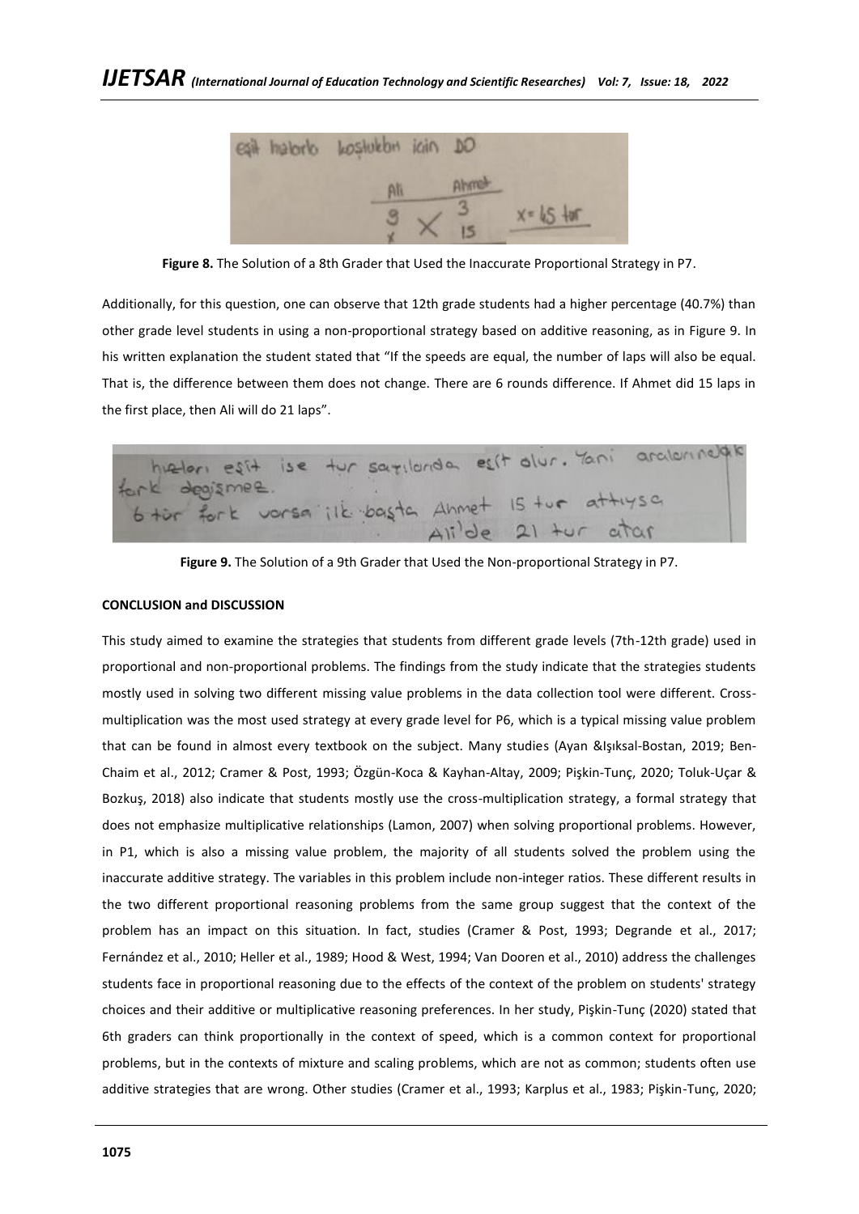**Figure 8.** The Solution of a 8th Grader that Used the Inaccurate Proportional Strategy in P7.

Additionally, for this question, one can observe that 12th grade students had a higher percentage (40.7%) than other grade level students in using a non-proportional strategy based on additive reasoning, as in Figure 9. In his written explanation the student stated that "If the speeds are equal, the number of laps will also be equal. That is, the difference between them does not change. There are 6 rounds difference. If Ahmet did 15 laps in the first place, then Ali will do 21 laps".

**Figure 9.** The Solution of a 9th Grader that Used the Non-proportional Strategy in P7.

## CONCLUSION and DISCUSSION

This study aimed to examine the strategies that students from different grade levels (7th-12th grade) used in proportional and non-proportional problems. The findings from the study indicate that the strategies students mostly used in solving two different missing value problems in the data collection tool were different. Cross-multiplication was the most used strategy at every grade level for P6, which is a typical missing value problem that can be found in almost every textbook on the subject. Many studies (Ayan &Işıksal-Bostan, 2019; Ben-Chaim et al., 2012; Cramer & Post, 1993; Özgün-Koca & Kayhan-Altay, 2009; Pişkin-Tunç, 2020; Toluk-Uçar & Bozkuş, 2018) also indicate that students mostly use the cross-multiplication strategy, a formal strategy that does not emphasize multiplicative relationships (Lamon, 2007) when solving proportional problems. However, in P1, which is also a missing value problem, the majority of all students solved the problem using the inaccurate additive strategy. The variables in this problem include non-integer ratios. These different results in the two different proportional reasoning problems from the same group suggest that the context of the problem has an impact on this situation. In fact, studies (Cramer & Post, 1993; Degrande et al., 2017; Fernández et al., 2010; Heller et al., 1989; Hood & West, 1994; Van Dooren et al., 2010) address the challenges students face in proportional reasoning due to the effects of the context of the problem on students' strategy choices and their additive or multiplicative reasoning preferences. In her study, Pişkin-Tunç (2020) stated that 6th graders can think proportionally in the context of speed, which is a common context for proportional problems, but in the contexts of mixture and scaling problems, which are not as common; students often use additive strategies that are wrong. Other studies (Cramer et al., 1993; Karplus et al., 1983; Pişkin-Tunç, 2020;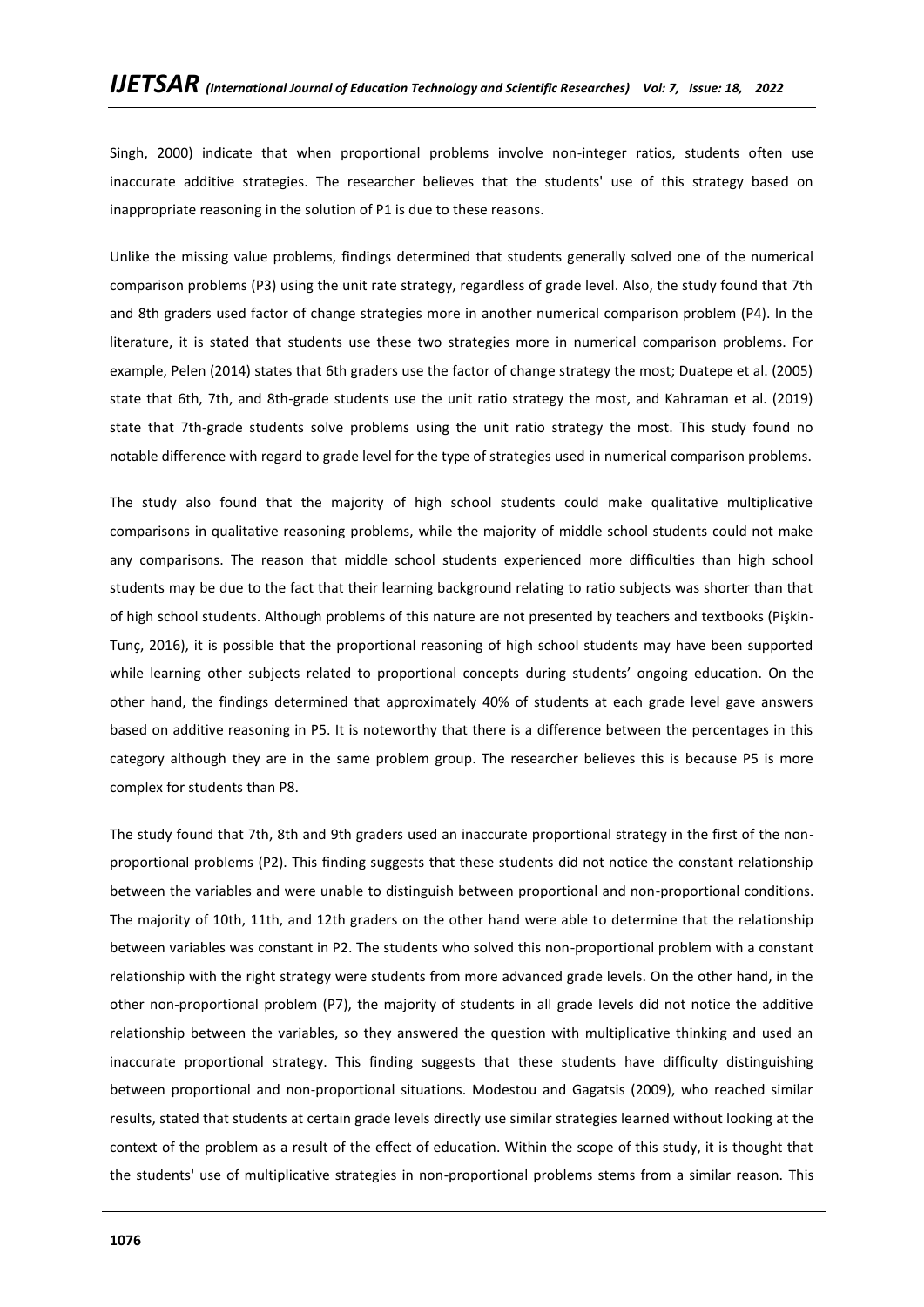Singh, 2000) indicate that when proportional problems involve non-integer ratios, students often use inaccurate additive strategies. The researcher believes that the students' use of this strategy based on inappropriate reasoning in the solution of P1 is due to these reasons.

Unlike the missing value problems, findings determined that students generally solved one of the numerical comparison problems (P3) using the unit rate strategy, regardless of grade level. Also, the study found that 7th and 8th graders used factor of change strategies more in another numerical comparison problem (P4). In the literature, it is stated that students use these two strategies more in numerical comparison problems. For example, Pelen (2014) states that 6th graders use the factor of change strategy the most; Duatepe et al. (2005) state that 6th, 7th, and 8th-grade students use the unit ratio strategy the most, and Kahraman et al. (2019) state that 7th-grade students solve problems using the unit ratio strategy the most. This study found no notable difference with regard to grade level for the type of strategies used in numerical comparison problems.

The study also found that the majority of high school students could make qualitative multiplicative comparisons in qualitative reasoning problems, while the majority of middle school students could not make any comparisons. The reason that middle school students experienced more difficulties than high school students may be due to the fact that their learning background relating to ratio subjects was shorter than that of high school students. Although problems of this nature are not presented by teachers and textbooks (Pişkin-Tunç, 2016), it is possible that the proportional reasoning of high school students may have been supported while learning other subjects related to proportional concepts during students' ongoing education. On the other hand, the findings determined that approximately 40% of students at each grade level gave answers based on additive reasoning in P5. It is noteworthy that there is a difference between the percentages in this category although they are in the same problem group. The researcher believes this is because P5 is more complex for students than P8.

The study found that 7th, 8th and 9th graders used an inaccurate proportional strategy in the first of the non-proportional problems (P2). This finding suggests that these students did not notice the constant relationship between the variables and were unable to distinguish between proportional and non-proportional conditions. The majority of 10th, 11th, and 12th graders on the other hand were able to determine that the relationship between variables was constant in P2. The students who solved this non-proportional problem with a constant relationship with the right strategy were students from more advanced grade levels. On the other hand, in the other non-proportional problem (P7), the majority of students in all grade levels did not notice the additive relationship between the variables, so they answered the question with multiplicative thinking and used an inaccurate proportional strategy. This finding suggests that these students have difficulty distinguishing between proportional and non-proportional situations. Modestou and Gagatsis (2009), who reached similar results, stated that students at certain grade levels directly use similar strategies learned without looking at the context of the problem as a result of the effect of education. Within the scope of this study, it is thought that the students' use of multiplicative strategies in non-proportional problems stems from a similar reason. This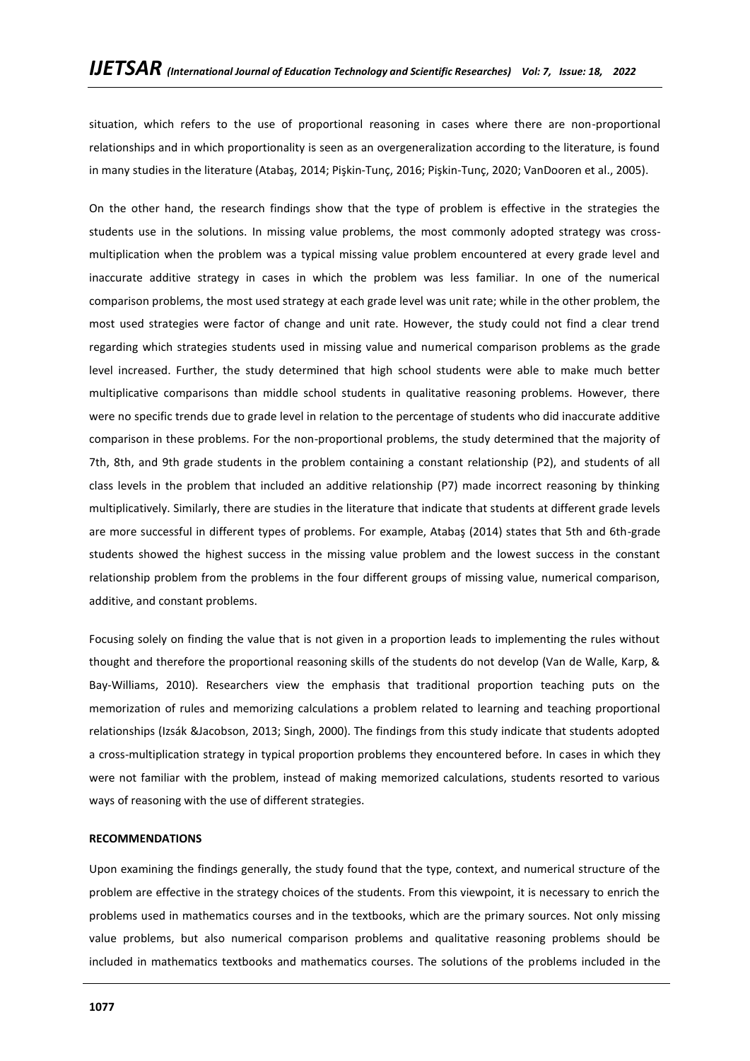situation, which refers to the use of proportional reasoning in cases where there are non-proportional relationships and in which proportionality is seen as an overgeneralization according to the literature, is found in many studies in the literature (Atabaş, 2014; Pişkin-Tunç, 2016; Pişkin-Tunç, 2020; VanDooren et al., 2005).

On the other hand, the research findings show that the type of problem is effective in the strategies the students use in the solutions. In missing value problems, the most commonly adopted strategy was cross-multiplication when the problem was a typical missing value problem encountered at every grade level and inaccurate additive strategy in cases in which the problem was less familiar. In one of the numerical comparison problems, the most used strategy at each grade level was unit rate; while in the other problem, the most used strategies were factor of change and unit rate. However, the study could not find a clear trend regarding which strategies students used in missing value and numerical comparison problems as the grade level increased. Further, the study determined that high school students were able to make much better multiplicative comparisons than middle school students in qualitative reasoning problems. However, there were no specific trends due to grade level in relation to the percentage of students who did inaccurate additive comparison in these problems. For the non-proportional problems, the study determined that the majority of 7th, 8th, and 9th grade students in the problem containing a constant relationship (P2), and students of all class levels in the problem that included an additive relationship (P7) made incorrect reasoning by thinking multiplicatively. Similarly, there are studies in the literature that indicate that students at different grade levels are more successful in different types of problems. For example, Atabaş (2014) states that 5th and 6th-grade students showed the highest success in the missing value problem and the lowest success in the constant relationship problem from the problems in the four different groups of missing value, numerical comparison, additive, and constant problems.

Focusing solely on finding the value that is not given in a proportion leads to implementing the rules without thought and therefore the proportional reasoning skills of the students do not develop (Van de Walle, Karp, & Bay-Williams, 2010). Researchers view the emphasis that traditional proportion teaching puts on the memorization of rules and memorizing calculations a problem related to learning and teaching proportional relationships (Izsák &Jacobson, 2013; Singh, 2000). The findings from this study indicate that students adopted a cross-multiplication strategy in typical proportion problems they encountered before. In cases in which they were not familiar with the problem, instead of making memorized calculations, students resorted to various ways of reasoning with the use of different strategies.

## RECOMMENDATIONS

Upon examining the findings generally, the study found that the type, context, and numerical structure of the problem are effective in the strategy choices of the students. From this viewpoint, it is necessary to enrich the problems used in mathematics courses and in the textbooks, which are the primary sources. Not only missing value problems, but also numerical comparison problems and qualitative reasoning problems should be included in mathematics textbooks and mathematics courses. The solutions of the problems included in the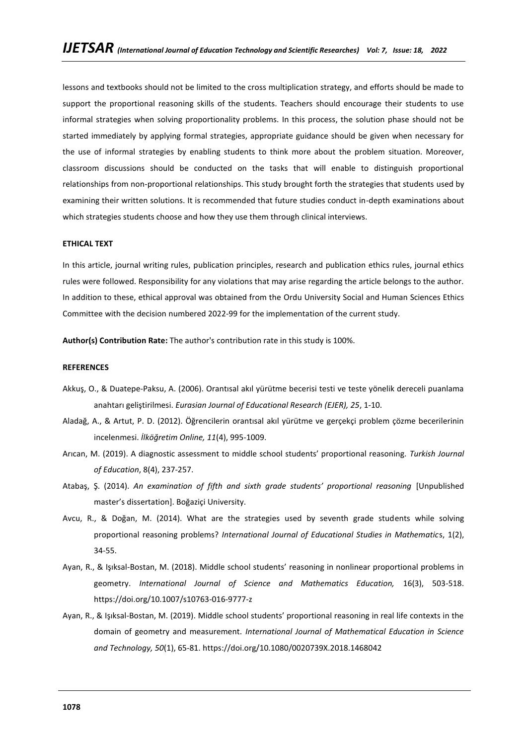lessons and textbooks should not be limited to the cross multiplication strategy, and efforts should be made to support the proportional reasoning skills of the students. Teachers should encourage their students to use informal strategies when solving proportionality problems. In this process, the solution phase should not be started immediately by applying formal strategies, appropriate guidance should be given when necessary for the use of informal strategies by enabling students to think more about the problem situation. Moreover, classroom discussions should be conducted on the tasks that will enable to distinguish proportional relationships from non-proportional relationships. This study brought forth the strategies that students used by examining their written solutions. It is recommended that future studies conduct in-depth examinations about which strategies students choose and how they use them through clinical interviews.

**ETHICAL TEXT**

In this article, journal writing rules, publication principles, research and publication ethics rules, journal ethics rules were followed. Responsibility for any violations that may arise regarding the article belongs to the author. In addition to these, ethical approval was obtained from the Ordu University Social and Human Sciences Ethics Committee with the decision numbered 2022-99 for the implementation of the current study.

**Author(s) Contribution Rate:** The author's contribution rate in this study is 100%.

**REFERENCES**

Akkuş, O., & Duatepe-Paksu, A. (2006). Orantısal akıl yürütme becerisi testi ve teste yönelik dereceli puanlama anahtarı geliştirilmesi. *Eurasian Journal of Educational Research (EJER), 25*, 1-10.

Aladağ, A., & Artut, P. D. (2012). Öğrencilerin orantısal akıl yürütme ve gerçekçi problem çözme becerilerinin incelenmesi. *İlköğretim Online, 11*(4), 995-1009.

Arıcan, M. (2019). A diagnostic assessment to middle school students' proportional reasoning. *Turkish Journal of Education*, 8(4), 237-257.

Atabaş, Ş. (2014). *An examination of fifth and sixth grade students' proportional reasoning* [Unpublished master's dissertation]. Boğaziçi University.

Avcu, R., & Doğan, M. (2014). What are the strategies used by seventh grade students while solving proportional reasoning problems? *International Journal of Educational Studies in Mathematics*, 1(2), 34-55.

Ayan, R., & Işıksal-Bostan, M. (2018). Middle school students' reasoning in nonlinear proportional problems in geometry. *International Journal of Science and Mathematics Education,* 16(3), 503-518. https://doi.org/10.1007/s10763-016-9777-z

Ayan, R., & Işıksal-Bostan, M. (2019). Middle school students' proportional reasoning in real life contexts in the domain of geometry and measurement. *International Journal of Mathematical Education in Science and Technology, 50*(1), 65-81. https://doi.org/10.1080/0020739X.2018.1468042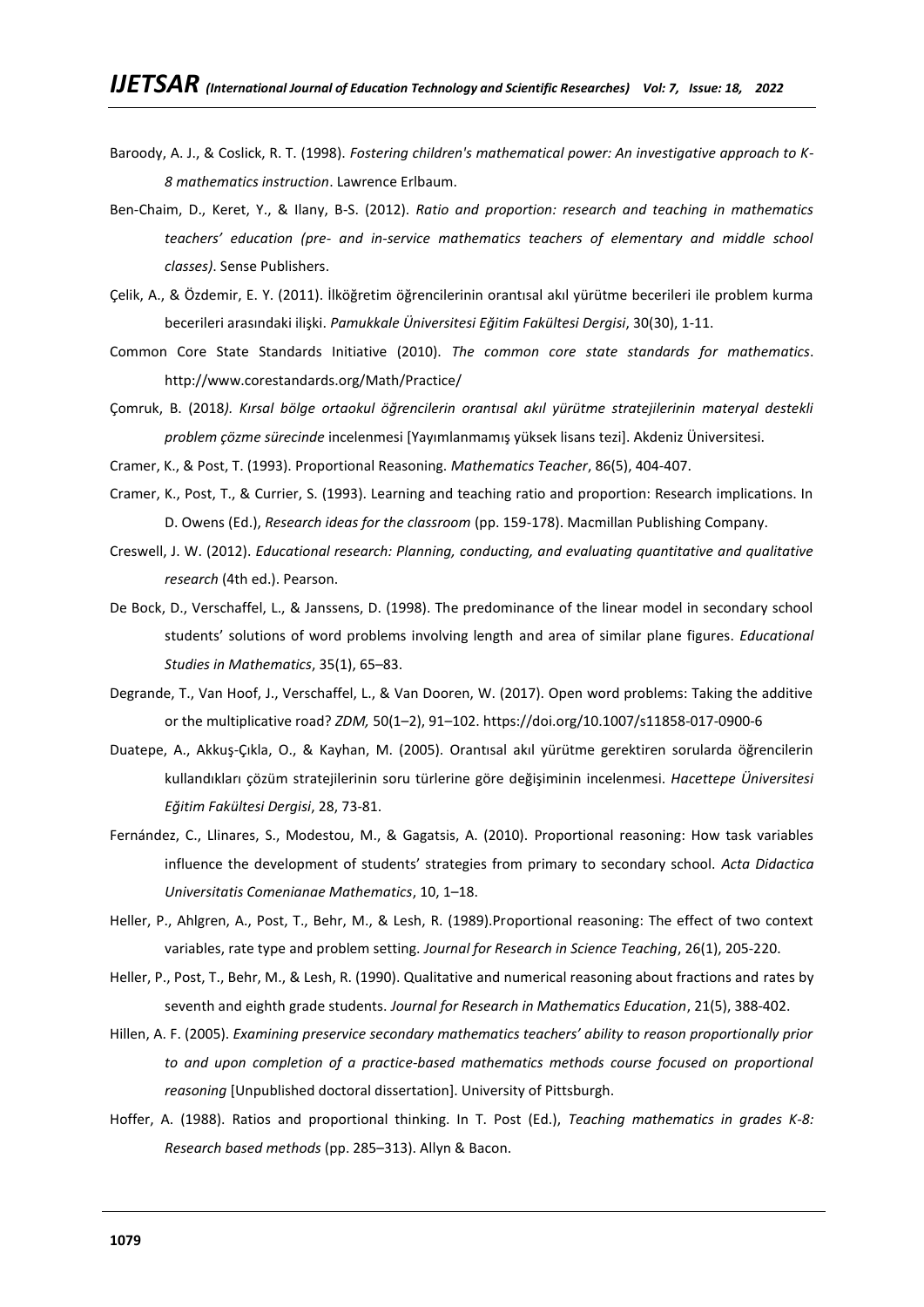Baroody, A. J., & Coslick, R. T. (1998). *Fostering children's mathematical power: An investigative approach to K-8 mathematics instruction*. Lawrence Erlbaum.

Ben-Chaim, D., Keret, Y., & Ilany, B-S. (2012). *Ratio and proportion: research and teaching in mathematics teachers' education (pre- and in-service mathematics teachers of elementary and middle school classes)*. Sense Publishers.

Çelik, A., & Özdemir, E. Y. (2011). İlköğretim öğrencilerinin orantısal akıl yürütme becerileri ile problem kurma becerileri arasındaki ilişki. *Pamukkale Üniversitesi Eğitim Fakültesi Dergisi*, 30(30), 1-11.

Common Core State Standards Initiative (2010). *The common core state standards for mathematics*. http://www.corestandards.org/Math/Practice/

Çomruk, B. (2018*). Kırsal bölge ortaokul öğrencilerin orantısal akıl yürütme stratejilerinin materyal destekli problem çözme sürecinde* incelenmesi [Yayımlanmamış yüksek lisans tezi]. Akdeniz Üniversitesi.

Cramer, K., & Post, T. (1993). Proportional Reasoning. *Mathematics Teacher*, 86(5), 404-407.

Cramer, K., Post, T., & Currier, S. (1993). Learning and teaching ratio and proportion: Research implications. In D. Owens (Ed.), *Research ideas for the classroom* (pp. 159-178). Macmillan Publishing Company.

Creswell, J. W. (2012). *Educational research: Planning, conducting, and evaluating quantitative and qualitative research* (4th ed.). Pearson.

De Bock, D., Verschaffel, L., & Janssens, D. (1998). The predominance of the linear model in secondary school students' solutions of word problems involving length and area of similar plane figures. *Educational Studies in Mathematics*, 35(1), 65–83.

Degrande, T., Van Hoof, J., Verschaffel, L., & Van Dooren, W. (2017). Open word problems: Taking the additive or the multiplicative road? *ZDM,* 50(1–2), 91–102. https://doi.org/10.1007/s11858-017-0900-6

Duatepe, A., Akkuş-Çıkla, O., & Kayhan, M. (2005). Orantısal akıl yürütme gerektiren sorularda öğrencilerin kullandıkları çözüm stratejilerinin soru türlerine göre değişiminin incelenmesi. *Hacettepe Üniversitesi Eğitim Fakültesi Dergisi*, 28, 73-81.

Fernández, C., Llinares, S., Modestou, M., & Gagatsis, A. (2010). Proportional reasoning: How task variables influence the development of students' strategies from primary to secondary school. *Acta Didactica Universitatis Comenianae Mathematics*, 10, 1–18.

Heller, P., Ahlgren, A., Post, T., Behr, M., & Lesh, R. (1989).Proportional reasoning: The effect of two context variables, rate type and problem setting. *Journal for Research in Science Teaching*, 26(1), 205-220.

Heller, P., Post, T., Behr, M., & Lesh, R. (1990). Qualitative and numerical reasoning about fractions and rates by seventh and eighth grade students. *Journal for Research in Mathematics Education*, 21(5), 388-402.

Hillen, A. F. (2005). *Examining preservice secondary mathematics teachers' ability to reason proportionally prior to and upon completion of a practice-based mathematics methods course focused on proportional reasoning* [Unpublished doctoral dissertation]. University of Pittsburgh.

Hoffer, A. (1988). Ratios and proportional thinking. In T. Post (Ed.), *Teaching mathematics in grades K-8: Research based methods* (pp. 285–313). Allyn & Bacon.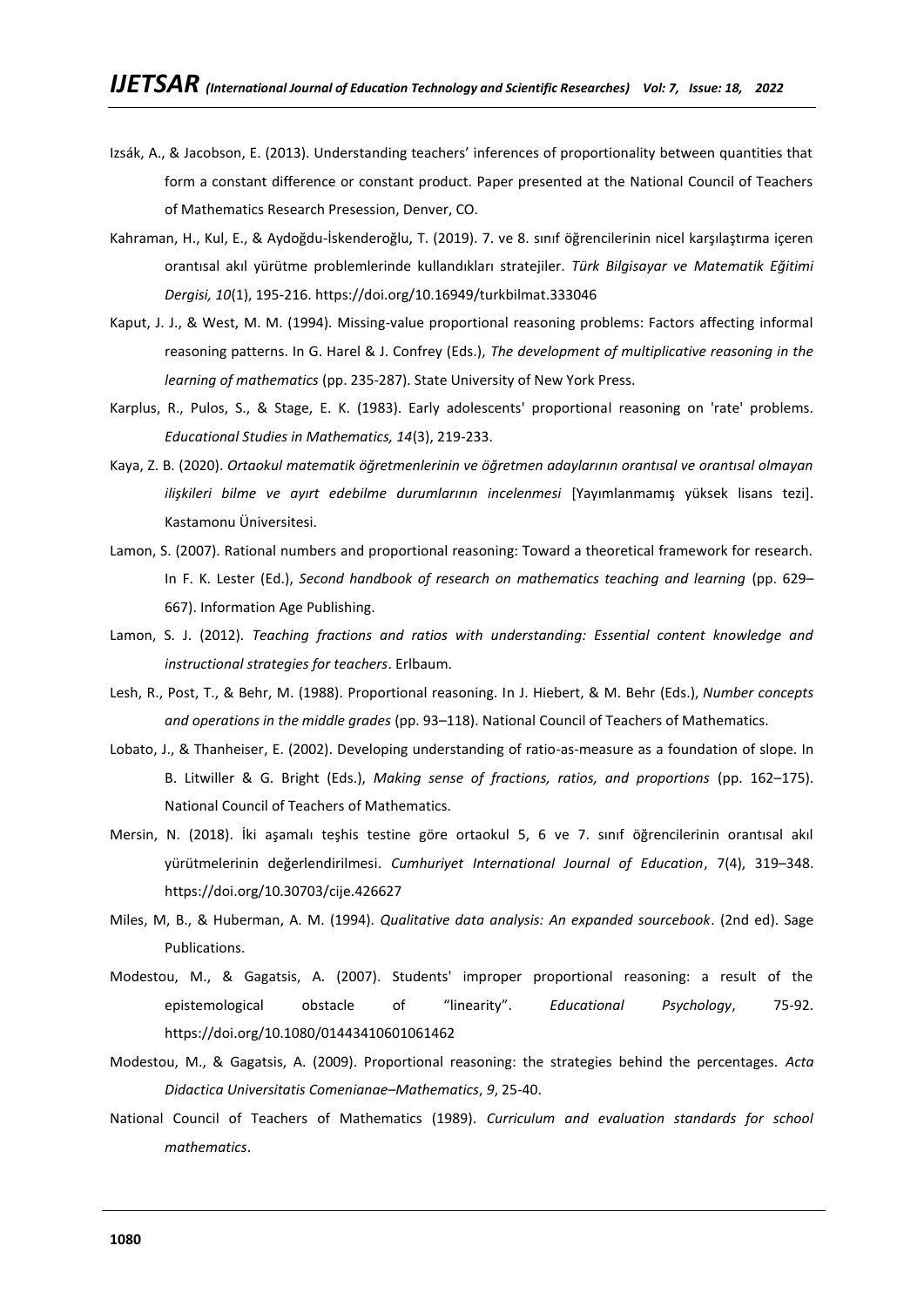Izsák, A., & Jacobson, E. (2013). Understanding teachers' inferences of proportionality between quantities that form a constant difference or constant product. Paper presented at the National Council of Teachers of Mathematics Research Presession, Denver, CO.

Kahraman, H., Kul, E., & Aydoğdu-İskenderoğlu, T. (2019). 7. ve 8. sınıf öğrencilerinin nicel karşılaştırma içeren orantısal akıl yürütme problemlerinde kullandıkları stratejiler. *Türk Bilgisayar ve Matematik Eğitimi Dergisi, 10*(1), 195-216. https://doi.org/10.16949/turkbilmat.333046

Kaput, J. J., & West, M. M. (1994). Missing-value proportional reasoning problems: Factors affecting informal reasoning patterns. In G. Harel & J. Confrey (Eds.), *The development of multiplicative reasoning in the learning of mathematics* (pp. 235-287). State University of New York Press.

Karplus, R., Pulos, S., & Stage, E. K. (1983). Early adolescents' proportional reasoning on 'rate' problems. *Educational Studies in Mathematics, 14*(3), 219-233.

Kaya, Z. B. (2020). *Ortaokul matematik öğretmenlerinin ve öğretmen adaylarının orantısal ve orantısal olmayan ilişkileri bilme ve ayırt edebilme durumlarının incelenmesi* [Yayımlanmamış yüksek lisans tezi]. Kastamonu Üniversitesi.

Lamon, S. (2007). Rational numbers and proportional reasoning: Toward a theoretical framework for research. In F. K. Lester (Ed.), *Second handbook of research on mathematics teaching and learning* (pp. 629–667). Information Age Publishing.

Lamon, S. J. (2012). *Teaching fractions and ratios with understanding: Essential content knowledge and instructional strategies for teachers*. Erlbaum.

Lesh, R., Post, T., & Behr, M. (1988). Proportional reasoning. In J. Hiebert, & M. Behr (Eds.), *Number concepts and operations in the middle grades* (pp. 93–118). National Council of Teachers of Mathematics.

Lobato, J., & Thanheiser, E. (2002). Developing understanding of ratio-as-measure as a foundation of slope. In B. Litwiller & G. Bright (Eds.), *Making sense of fractions, ratios, and proportions* (pp. 162–175). National Council of Teachers of Mathematics.

Mersin, N. (2018). İki aşamalı teşhis testine göre ortaokul 5, 6 ve 7. sınıf öğrencilerinin orantısal akıl yürütmelerinin değerlendirilmesi. *Cumhuriyet International Journal of Education*, 7(4), 319–348. https://doi.org/10.30703/cije.426627

Miles, M, B., & Huberman, A. M. (1994). *Qualitative data analysis: An expanded sourcebook*. (2nd ed). Sage Publications.

Modestou, M., & Gagatsis, A. (2007). Students' improper proportional reasoning: a result of the epistemological obstacle of "linearity". *Educational Psychology*, 75-92. https://doi.org/10.1080/01443410601061462

Modestou, M., & Gagatsis, A. (2009). Proportional reasoning: the strategies behind the percentages. *Acta Didactica Universitatis Comenianae–Mathematics*, *9*, 25-40.

National Council of Teachers of Mathematics (1989). *Curriculum and evaluation standards for school mathematics*.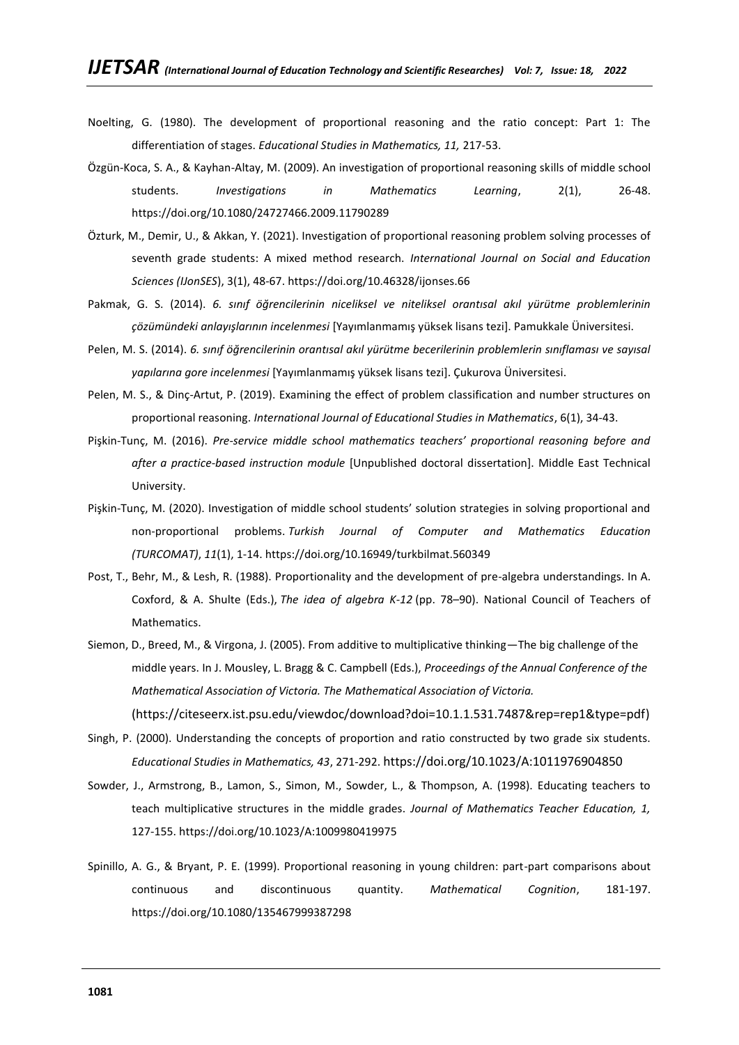Noelting, G. (1980). The development of proportional reasoning and the ratio concept: Part 1: The differentiation of stages. *Educational Studies in Mathematics, 11,* 217-53.

Özgün-Koca, S. A., & Kayhan-Altay, M. (2009). An investigation of proportional reasoning skills of middle school students. *Investigations in Mathematics Learning*, 2(1), 26-48. https://doi.org/10.1080/24727466.2009.11790289

Özturk, M., Demir, U., & Akkan, Y. (2021). Investigation of proportional reasoning problem solving processes of seventh grade students: A mixed method research. *International Journal on Social and Education Sciences (IJonSES*), 3(1), 48-67. https://doi.org/10.46328/ijonses.66

Pakmak, G. S. (2014). *6. sınıf öğrencilerinin niceliksel ve niteliksel orantısal akıl yürütme problemlerinin çözümündeki anlayışlarının incelenmesi* [Yayımlanmamış yüksek lisans tezi]. Pamukkale Üniversitesi.

Pelen, M. S. (2014). *6. sınıf öğrencilerinin orantısal akıl yürütme becerilerinin problemlerin sınıflaması ve sayısal yapılarına gore incelenmesi* [Yayımlanmamış yüksek lisans tezi]. Çukurova Üniversitesi.

Pelen, M. S., & Dinç-Artut, P. (2019). Examining the effect of problem classification and number structures on proportional reasoning. *International Journal of Educational Studies in Mathematics*, 6(1), 34-43.

Pişkin-Tunç, M. (2016). *Pre-service middle school mathematics teachers' proportional reasoning before and after a practice-based instruction module* [Unpublished doctoral dissertation]. Middle East Technical University.

Pişkin-Tunç, M. (2020). Investigation of middle school students' solution strategies in solving proportional and non-proportional problems. *Turkish Journal of Computer and Mathematics Education (TURCOMAT)*, *11*(1), 1-14. https://doi.org/10.16949/turkbilmat.560349

Post, T., Behr, M., & Lesh, R. (1988). Proportionality and the development of pre-algebra understandings. In A. Coxford, & A. Shulte (Eds.), *The idea of algebra K-12* (pp. 78–90). National Council of Teachers of Mathematics.

Siemon, D., Breed, M., & Virgona, J. (2005). From additive to multiplicative thinking—The big challenge of the middle years. In J. Mousley, L. Bragg & C. Campbell (Eds.), *Proceedings of the Annual Conference of the Mathematical Association of Victoria. The Mathematical Association of Victoria.* (https://citeseerx.ist.psu.edu/viewdoc/download?doi=10.1.1.531.7487&rep=rep1&type=pdf)

Singh, P. (2000). Understanding the concepts of proportion and ratio constructed by two grade six students. *Educational Studies in Mathematics, 43*, 271-292. https://doi.org/10.1023/A:1011976904850

Sowder, J., Armstrong, B., Lamon, S., Simon, M., Sowder, L., & Thompson, A. (1998). Educating teachers to teach multiplicative structures in the middle grades. *Journal of Mathematics Teacher Education, 1,* 127-155. https://doi.org/10.1023/A:1009980419975

Spinillo, A. G., & Bryant, P. E. (1999). Proportional reasoning in young children: part-part comparisons about continuous and discontinuous quantity. *Mathematical Cognition*, 181-197. https://doi.org/10.1080/135467999387298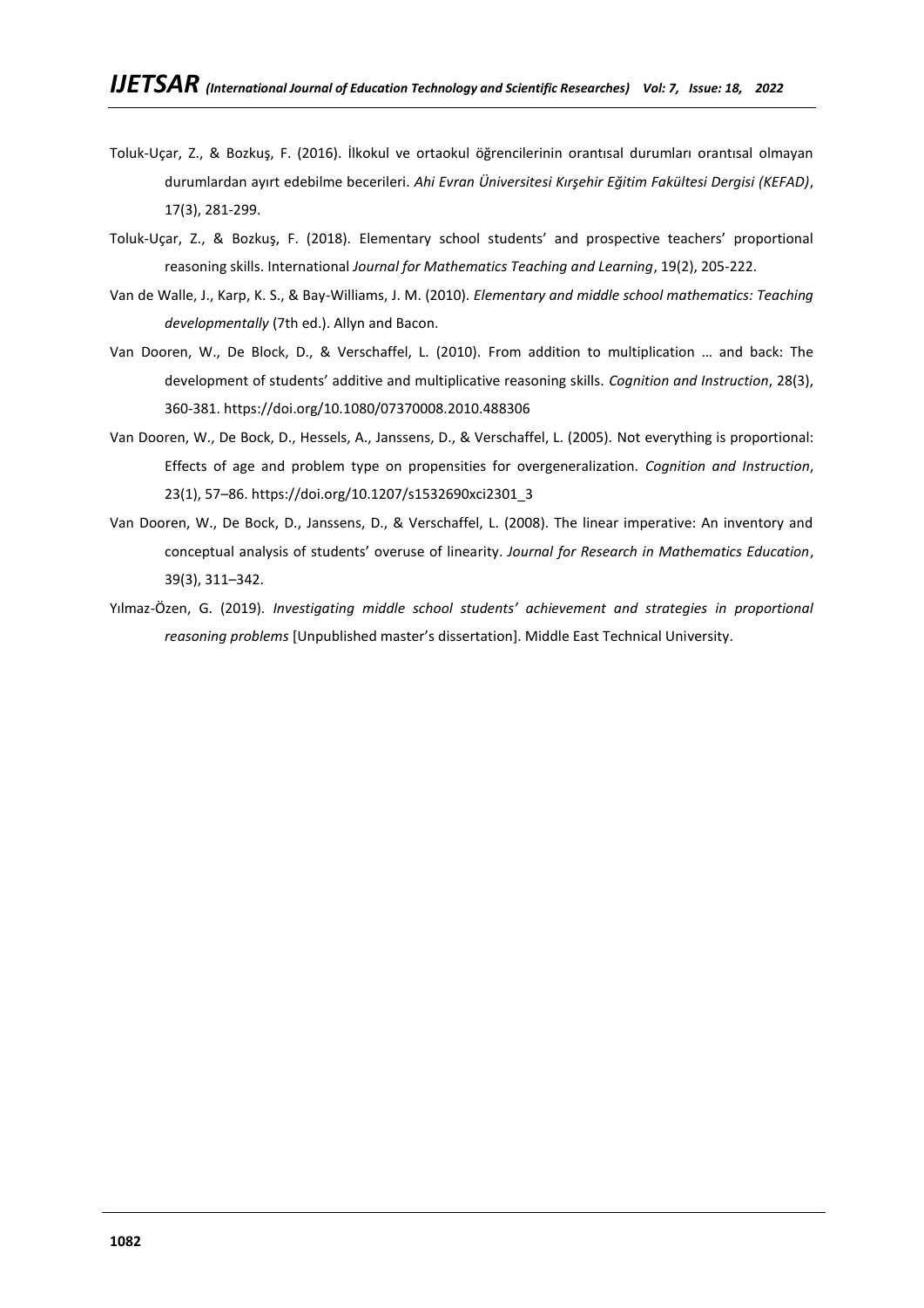Toluk-Uçar, Z., & Bozkuş, F. (2016). İlkokul ve ortaokul öğrencilerinin orantısal durumları orantısal olmayan durumlardan ayırt edebilme becerileri. *Ahi Evran Üniversitesi Kırşehir Eğitim Fakültesi Dergisi (KEFAD)*, 17(3), 281-299.

Toluk-Uçar, Z., & Bozkuş, F. (2018). Elementary school students' and prospective teachers' proportional reasoning skills. International *Journal for Mathematics Teaching and Learning*, 19(2), 205-222.

Van de Walle, J., Karp, K. S., & Bay-Williams, J. M. (2010). *Elementary and middle school mathematics: Teaching developmentally* (7th ed.). Allyn and Bacon.

Van Dooren, W., De Block, D., & Verschaffel, L. (2010). From addition to multiplication … and back: The development of students' additive and multiplicative reasoning skills. *Cognition and Instruction*, 28(3), 360-381. https://doi.org/10.1080/07370008.2010.488306

Van Dooren, W., De Bock, D., Hessels, A., Janssens, D., & Verschaffel, L. (2005). Not everything is proportional: Effects of age and problem type on propensities for overgeneralization. *Cognition and Instruction*, 23(1), 57–86. https://doi.org/10.1207/s1532690xci2301_3

Van Dooren, W., De Bock, D., Janssens, D., & Verschaffel, L. (2008). The linear imperative: An inventory and conceptual analysis of students' overuse of linearity. *Journal for Research in Mathematics Education*, 39(3), 311–342.

Yılmaz-Özen, G. (2019). *Investigating middle school students' achievement and strategies in proportional reasoning problems* [Unpublished master's dissertation]. Middle East Technical University.